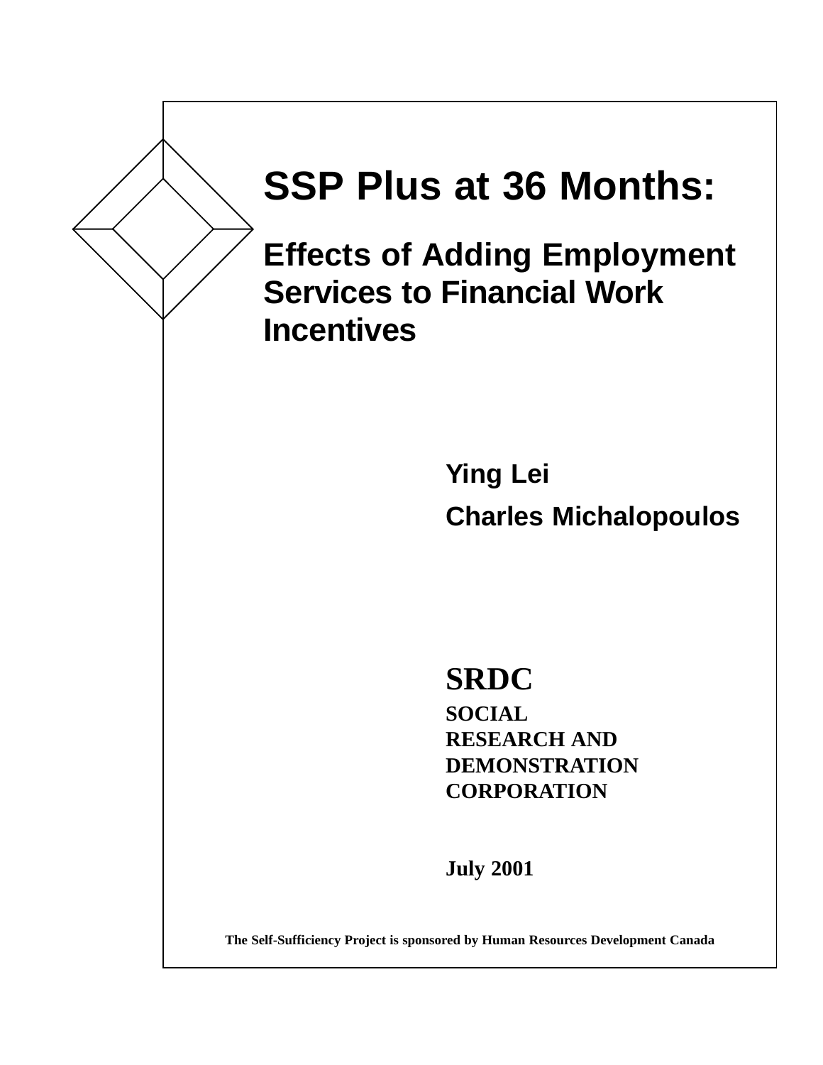# SSP Plus at 36 Months:

## Effects of Adding Employment Services to Financial Work Incentives

**Ying Lei**

**Charles Michalopoulos**

**SRDC**

**SOCIAL RESEARCH AND DEMONSTRATION CORPORATION**

**July 2001**

**The Self-Sufficiency Project is sponsored by Human Resources Development Canada**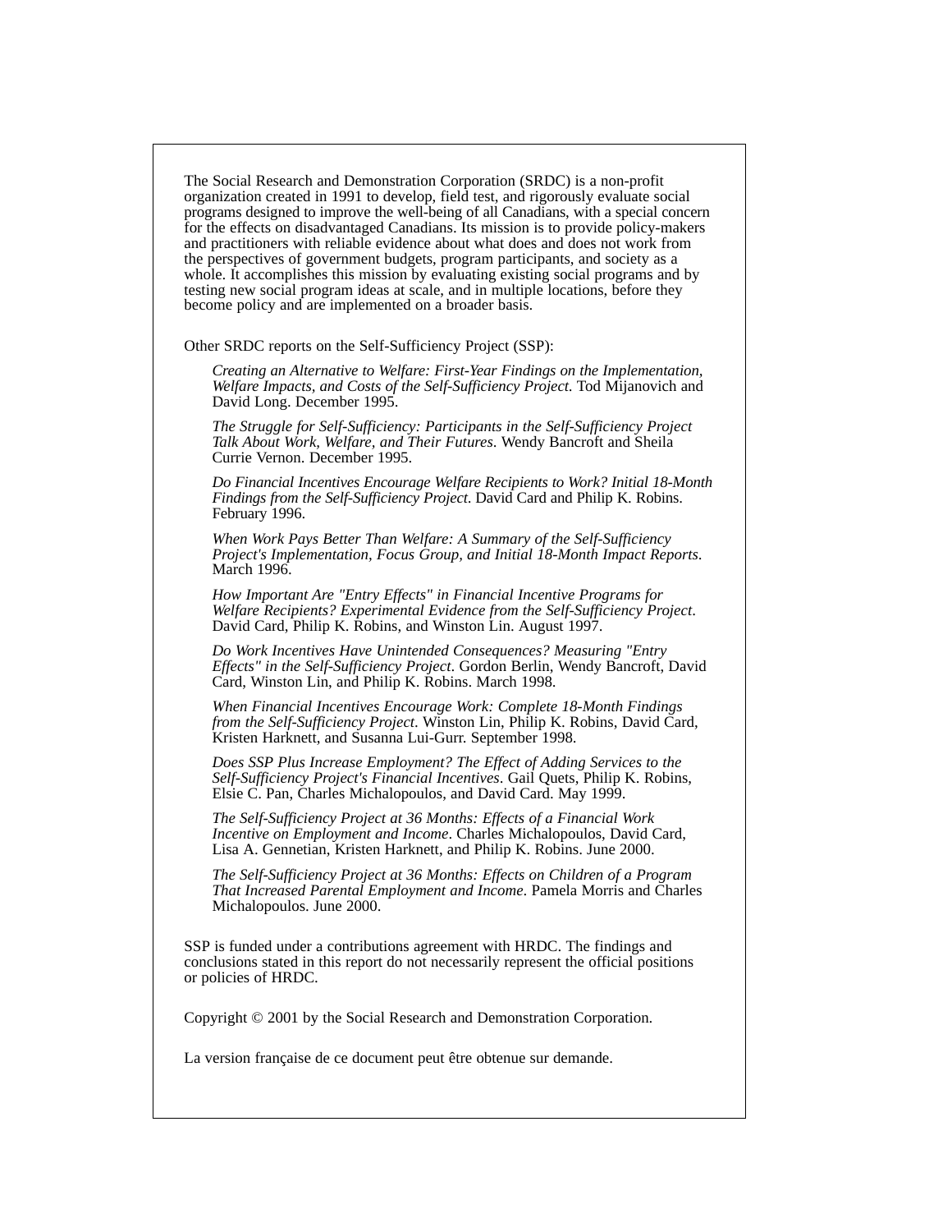The Social Research and Demonstration Corporation (SRDC) is a non-profit organization created in 1991 to develop, field test, and rigorously evaluate social programs designed to improve the well-being of all Canadians, with a special concern for the effects on disadvantaged Canadians. Its mission is to provide policy-makers and practitioners with reliable evidence about what does and does not work from the perspectives of government budgets, program participants, and society as a whole. It accomplishes this mission by evaluating existing social programs and by testing new social program ideas at scale, and in multiple locations, before they become policy and are implemented on a broader basis.

Other SRDC reports on the Self-Sufficiency Project (SSP):

*Creating an Alternative to Welfare: First-Year Findings on the Implementation, Welfare Impacts, and Costs of the Self-Sufficiency Project*. Tod Mijanovich and David Long. December 1995.

*The Struggle for Self-Sufficiency: Participants in the Self-Sufficiency Project Talk About Work, Welfare, and Their Futures*. Wendy Bancroft and Sheila Currie Vernon. December 1995.

*Do Financial Incentives Encourage Welfare Recipients to Work? Initial 18-Month Findings from the Self-Sufficiency Project*. David Card and Philip K. Robins. February 1996.

*When Work Pays Better Than Welfare: A Summary of the Self-Sufficiency Project's Implementation, Focus Group, and Initial 18-Month Impact Reports*. March 1996.

*How Important Are "Entry Effects" in Financial Incentive Programs for Welfare Recipients? Experimental Evidence from the Self-Sufficiency Project*. David Card, Philip K. Robins, and Winston Lin. August 1997.

*Do Work Incentives Have Unintended Consequences? Measuring "Entry Effects" in the Self-Sufficiency Project*. Gordon Berlin, Wendy Bancroft, David Card, Winston Lin, and Philip K. Robins. March 1998.

*When Financial Incentives Encourage Work: Complete 18-Month Findings from the Self-Sufficiency Project*. Winston Lin, Philip K. Robins, David Card, Kristen Harknett, and Susanna Lui-Gurr. September 1998.

*Does SSP Plus Increase Employment? The Effect of Adding Services to the Self-Sufficiency Project's Financial Incentives*. Gail Quets, Philip K. Robins, Elsie C. Pan, Charles Michalopoulos, and David Card. May 1999.

*The Self-Sufficiency Project at 36 Months: Effects of a Financial Work Incentive on Employment and Income*. Charles Michalopoulos, David Card, Lisa A. Gennetian, Kristen Harknett, and Philip K. Robins. June 2000.

*The Self-Sufficiency Project at 36 Months: Effects on Children of a Program That Increased Parental Employment and Income*. Pamela Morris and Charles Michalopoulos. June 2000.

SSP is funded under a contributions agreement with HRDC. The findings and conclusions stated in this report do not necessarily represent the official positions or policies of HRDC.

Copyright © 2001 by the Social Research and Demonstration Corporation.

La version française de ce document peut être obtenue sur demande.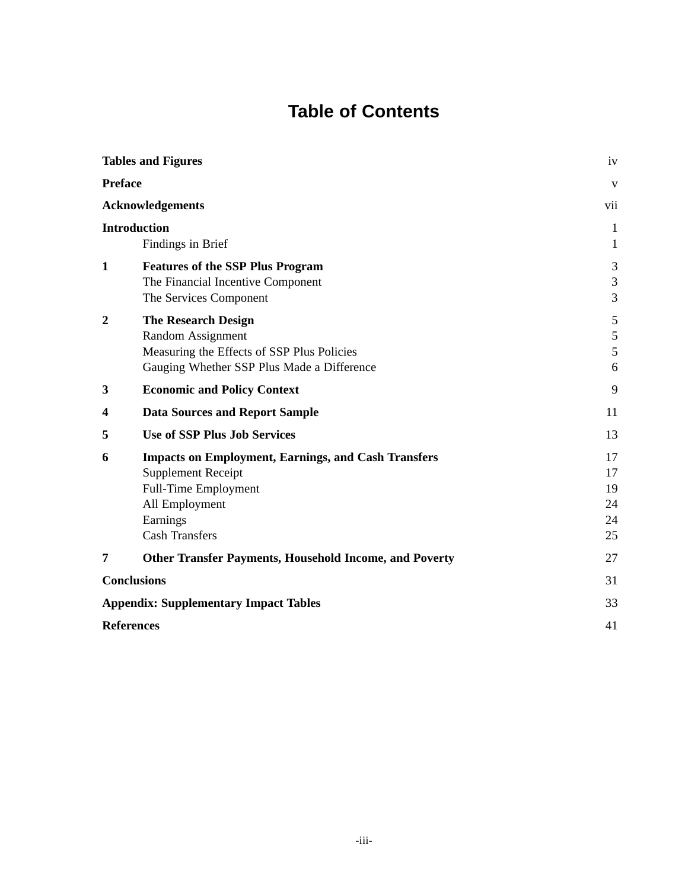# Table of Contents

| | | |
|---|---|---|
| **Tables and Figures** | | iv |
| **Preface** | | v |
| **Acknowledgements** | | vii |
| **Introduction** | | 1 |
| | Findings in Brief | 1 |
| **1** | **Features of the SSP Plus Program** | 3 |
| | The Financial Incentive Component | 3 |
| | The Services Component | 3 |
| **2** | **The Research Design** | 5 |
| | Random Assignment | 5 |
| | Measuring the Effects of SSP Plus Policies | 5 |
| | Gauging Whether SSP Plus Made a Difference | 6 |
| **3** | **Economic and Policy Context** | 9 |
| **4** | **Data Sources and Report Sample** | 11 |
| **5** | **Use of SSP Plus Job Services** | 13 |
| **6** | **Impacts on Employment, Earnings, and Cash Transfers** | 17 |
| | Supplement Receipt | 17 |
| | Full-Time Employment | 19 |
| | All Employment | 24 |
| | Earnings | 24 |
| | Cash Transfers | 25 |
| **7** | **Other Transfer Payments, Household Income, and Poverty** | 27 |
| **Conclusions** | | 31 |
| **Appendix: Supplementary Impact Tables** | | 33 |
| **References** | | 41 |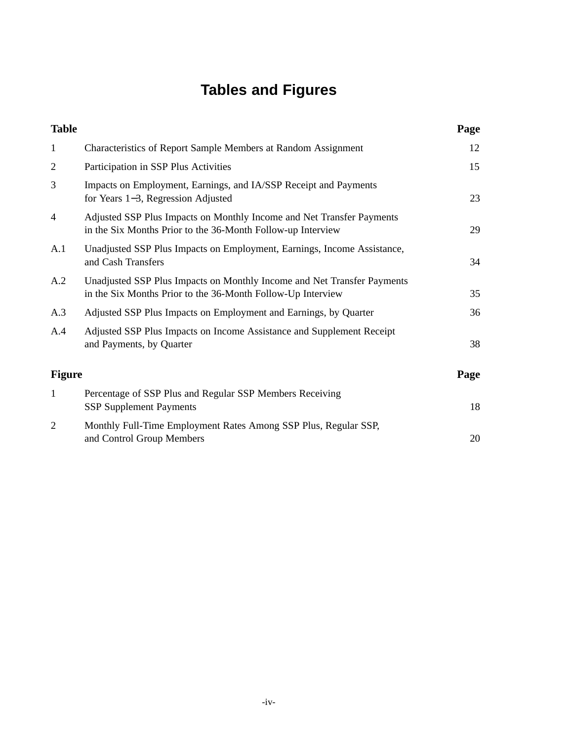# Tables and Figures

| Table | | Page |
|---|---|---|
| 1 | Characteristics of Report Sample Members at Random Assignment | 12 |
| 2 | Participation in SSP Plus Activities | 15 |
| 3 | Impacts on Employment, Earnings, and IA/SSP Receipt and Payments for Years 1–3, Regression Adjusted | 23 |
| 4 | Adjusted SSP Plus Impacts on Monthly Income and Net Transfer Payments in the Six Months Prior to the 36-Month Follow-up Interview | 29 |
| A.1 | Unadjusted SSP Plus Impacts on Employment, Earnings, Income Assistance, and Cash Transfers | 34 |
| A.2 | Unadjusted SSP Plus Impacts on Monthly Income and Net Transfer Payments in the Six Months Prior to the 36-Month Follow-Up Interview | 35 |
| A.3 | Adjusted SSP Plus Impacts on Employment and Earnings, by Quarter | 36 |
| A.4 | Adjusted SSP Plus Impacts on Income Assistance and Supplement Receipt and Payments, by Quarter | 38 |

| Figure | | Page |
|---|---|---|
| 1 | Percentage of SSP Plus and Regular SSP Members Receiving SSP Supplement Payments | 18 |
| 2 | Monthly Full-Time Employment Rates Among SSP Plus, Regular SSP, and Control Group Members | 20 |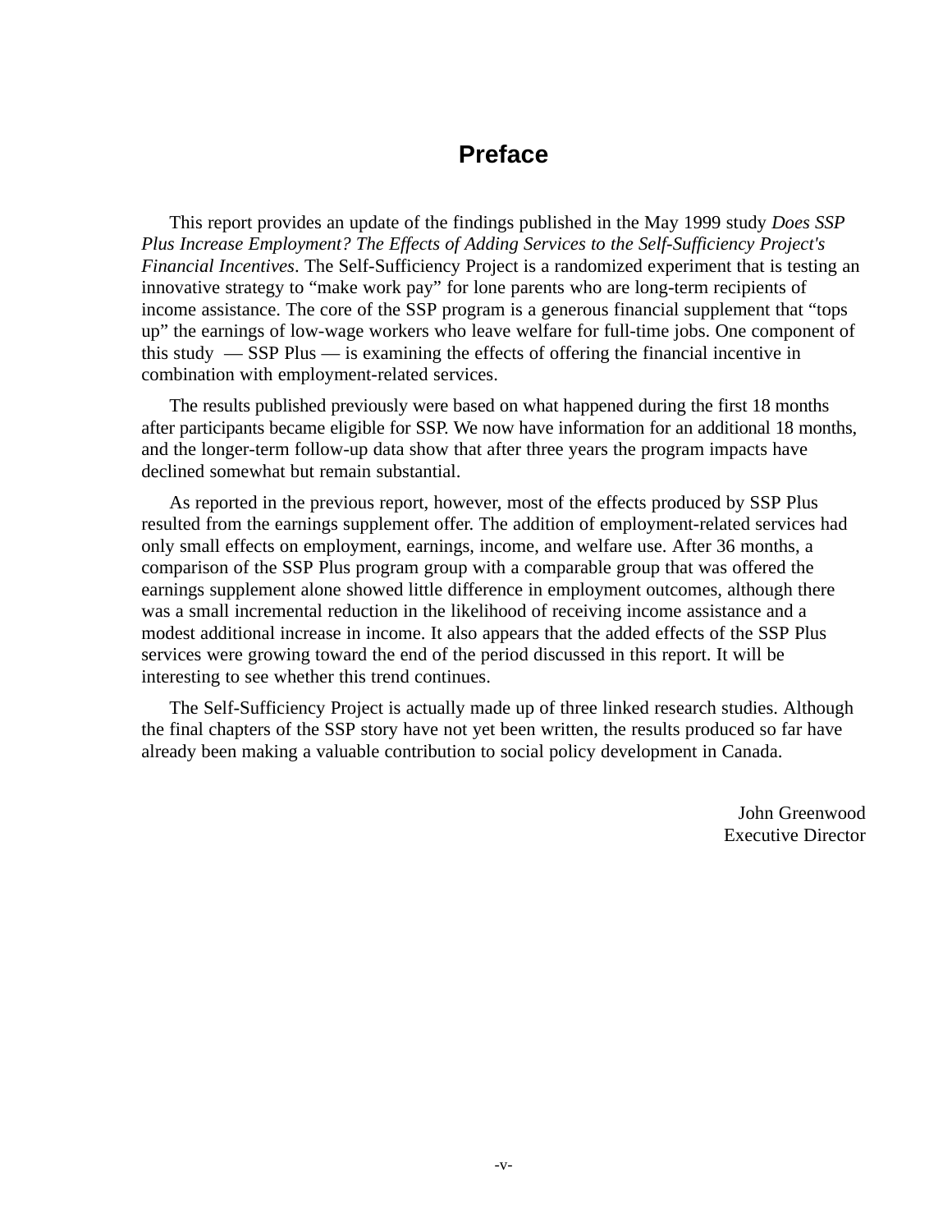# Preface

This report provides an update of the findings published in the May 1999 study *Does SSP Plus Increase Employment? The Effects of Adding Services to the Self-Sufficiency Project's Financial Incentives*. The Self-Sufficiency Project is a randomized experiment that is testing an innovative strategy to "make work pay" for lone parents who are long-term recipients of income assistance. The core of the SSP program is a generous financial supplement that "tops up" the earnings of low-wage workers who leave welfare for full-time jobs. One component of this study — SSP Plus — is examining the effects of offering the financial incentive in combination with employment-related services.

The results published previously were based on what happened during the first 18 months after participants became eligible for SSP. We now have information for an additional 18 months, and the longer-term follow-up data show that after three years the program impacts have declined somewhat but remain substantial.

As reported in the previous report, however, most of the effects produced by SSP Plus resulted from the earnings supplement offer. The addition of employment-related services had only small effects on employment, earnings, income, and welfare use. After 36 months, a comparison of the SSP Plus program group with a comparable group that was offered the earnings supplement alone showed little difference in employment outcomes, although there was a small incremental reduction in the likelihood of receiving income assistance and a modest additional increase in income. It also appears that the added effects of the SSP Plus services were growing toward the end of the period discussed in this report. It will be interesting to see whether this trend continues.

The Self-Sufficiency Project is actually made up of three linked research studies. Although the final chapters of the SSP story have not yet been written, the results produced so far have already been making a valuable contribution to social policy development in Canada.

John Greenwood
Executive Director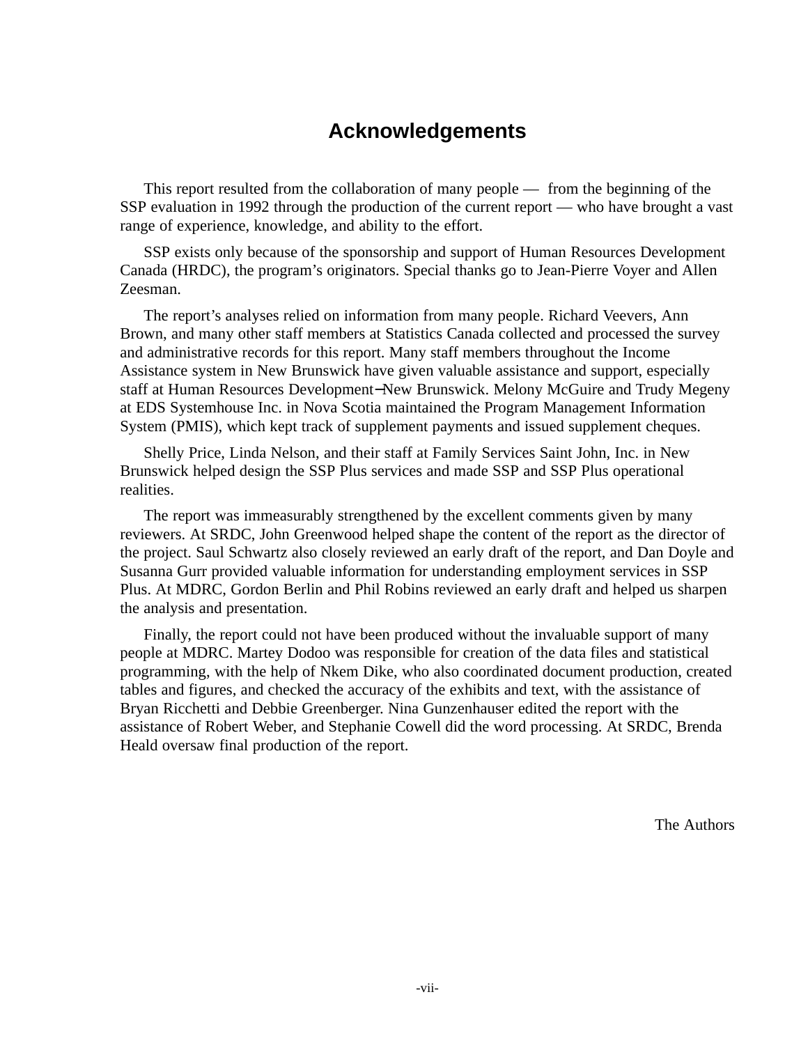# Acknowledgements

This report resulted from the collaboration of many people — from the beginning of the SSP evaluation in 1992 through the production of the current report — who have brought a vast range of experience, knowledge, and ability to the effort.

SSP exists only because of the sponsorship and support of Human Resources Development Canada (HRDC), the program's originators. Special thanks go to Jean-Pierre Voyer and Allen Zeesman.

The report's analyses relied on information from many people. Richard Veevers, Ann Brown, and many other staff members at Statistics Canada collected and processed the survey and administrative records for this report. Many staff members throughout the Income Assistance system in New Brunswick have given valuable assistance and support, especially staff at Human Resources Development−New Brunswick. Melony McGuire and Trudy Megeny at EDS Systemhouse Inc. in Nova Scotia maintained the Program Management Information System (PMIS), which kept track of supplement payments and issued supplement cheques.

Shelly Price, Linda Nelson, and their staff at Family Services Saint John, Inc. in New Brunswick helped design the SSP Plus services and made SSP and SSP Plus operational realities.

The report was immeasurably strengthened by the excellent comments given by many reviewers. At SRDC, John Greenwood helped shape the content of the report as the director of the project. Saul Schwartz also closely reviewed an early draft of the report, and Dan Doyle and Susanna Gurr provided valuable information for understanding employment services in SSP Plus. At MDRC, Gordon Berlin and Phil Robins reviewed an early draft and helped us sharpen the analysis and presentation.

Finally, the report could not have been produced without the invaluable support of many people at MDRC. Martey Dodoo was responsible for creation of the data files and statistical programming, with the help of Nkem Dike, who also coordinated document production, created tables and figures, and checked the accuracy of the exhibits and text, with the assistance of Bryan Ricchetti and Debbie Greenberger. Nina Gunzenhauser edited the report with the assistance of Robert Weber, and Stephanie Cowell did the word processing. At SRDC, Brenda Heald oversaw final production of the report.

The Authors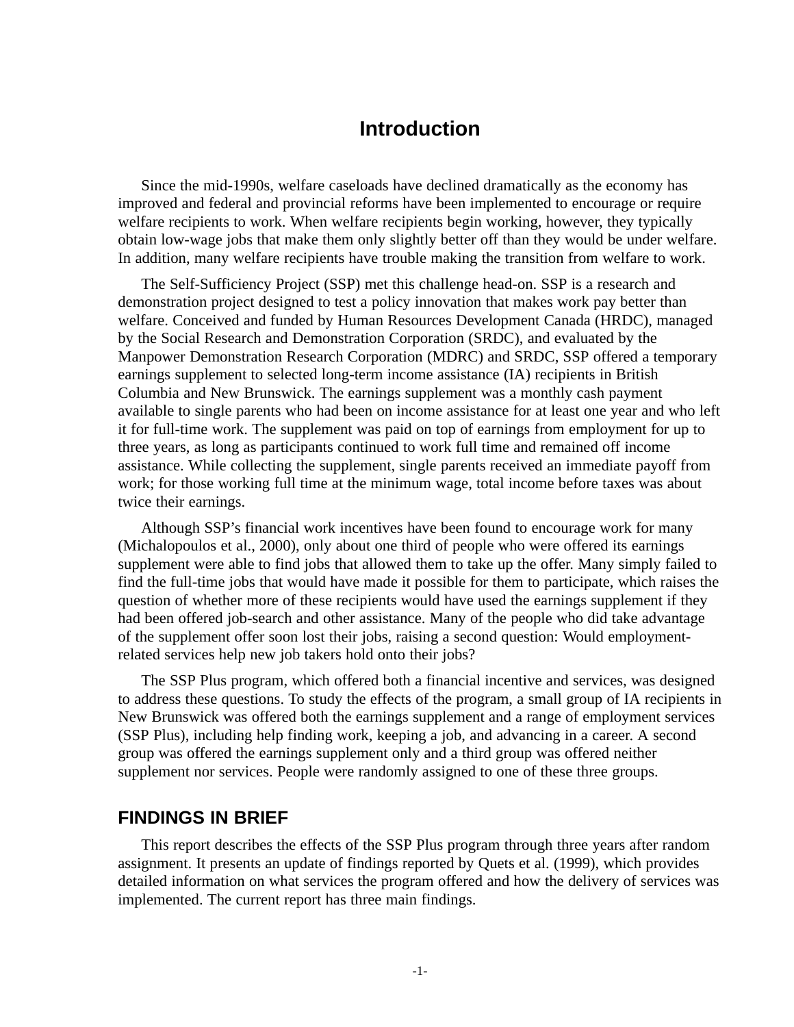# Introduction

Since the mid-1990s, welfare caseloads have declined dramatically as the economy has improved and federal and provincial reforms have been implemented to encourage or require welfare recipients to work. When welfare recipients begin working, however, they typically obtain low-wage jobs that make them only slightly better off than they would be under welfare. In addition, many welfare recipients have trouble making the transition from welfare to work.

The Self-Sufficiency Project (SSP) met this challenge head-on. SSP is a research and demonstration project designed to test a policy innovation that makes work pay better than welfare. Conceived and funded by Human Resources Development Canada (HRDC), managed by the Social Research and Demonstration Corporation (SRDC), and evaluated by the Manpower Demonstration Research Corporation (MDRC) and SRDC, SSP offered a temporary earnings supplement to selected long-term income assistance (IA) recipients in British Columbia and New Brunswick. The earnings supplement was a monthly cash payment available to single parents who had been on income assistance for at least one year and who left it for full-time work. The supplement was paid on top of earnings from employment for up to three years, as long as participants continued to work full time and remained off income assistance. While collecting the supplement, single parents received an immediate payoff from work; for those working full time at the minimum wage, total income before taxes was about twice their earnings.

Although SSP's financial work incentives have been found to encourage work for many (Michalopoulos et al., 2000), only about one third of people who were offered its earnings supplement were able to find jobs that allowed them to take up the offer. Many simply failed to find the full-time jobs that would have made it possible for them to participate, which raises the question of whether more of these recipients would have used the earnings supplement if they had been offered job-search and other assistance. Many of the people who did take advantage of the supplement offer soon lost their jobs, raising a second question: Would employment-related services help new job takers hold onto their jobs?

The SSP Plus program, which offered both a financial incentive and services, was designed to address these questions. To study the effects of the program, a small group of IA recipients in New Brunswick was offered both the earnings supplement and a range of employment services (SSP Plus), including help finding work, keeping a job, and advancing in a career. A second group was offered the earnings supplement only and a third group was offered neither supplement nor services. People were randomly assigned to one of these three groups.

## FINDINGS IN BRIEF

This report describes the effects of the SSP Plus program through three years after random assignment. It presents an update of findings reported by Quets et al. (1999), which provides detailed information on what services the program offered and how the delivery of services was implemented. The current report has three main findings.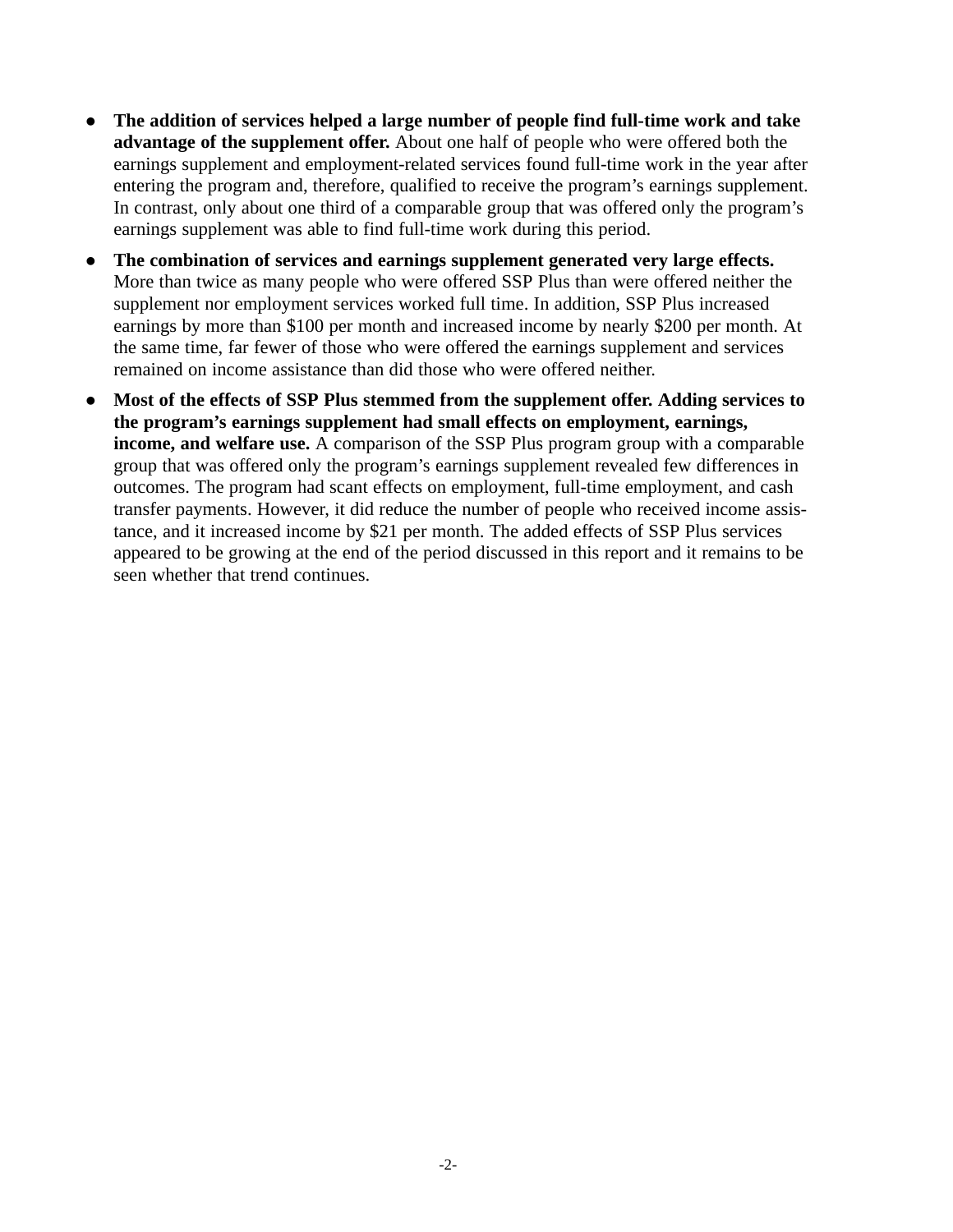- **The addition of services helped a large number of people find full-time work and take advantage of the supplement offer.** About one half of people who were offered both the earnings supplement and employment-related services found full-time work in the year after entering the program and, therefore, qualified to receive the program's earnings supplement. In contrast, only about one third of a comparable group that was offered only the program's earnings supplement was able to find full-time work during this period.

- **The combination of services and earnings supplement generated very large effects.** More than twice as many people who were offered SSP Plus than were offered neither the supplement nor employment services worked full time. In addition, SSP Plus increased earnings by more than $100 per month and increased income by nearly $200 per month. At the same time, far fewer of those who were offered the earnings supplement and services remained on income assistance than did those who were offered neither.

- **Most of the effects of SSP Plus stemmed from the supplement offer. Adding services to the program's earnings supplement had small effects on employment, earnings, income, and welfare use.** A comparison of the SSP Plus program group with a comparable group that was offered only the program's earnings supplement revealed few differences in outcomes. The program had scant effects on employment, full-time employment, and cash transfer payments. However, it did reduce the number of people who received income assistance, and it increased income by $21 per month. The added effects of SSP Plus services appeared to be growing at the end of the period discussed in this report and it remains to be seen whether that trend continues.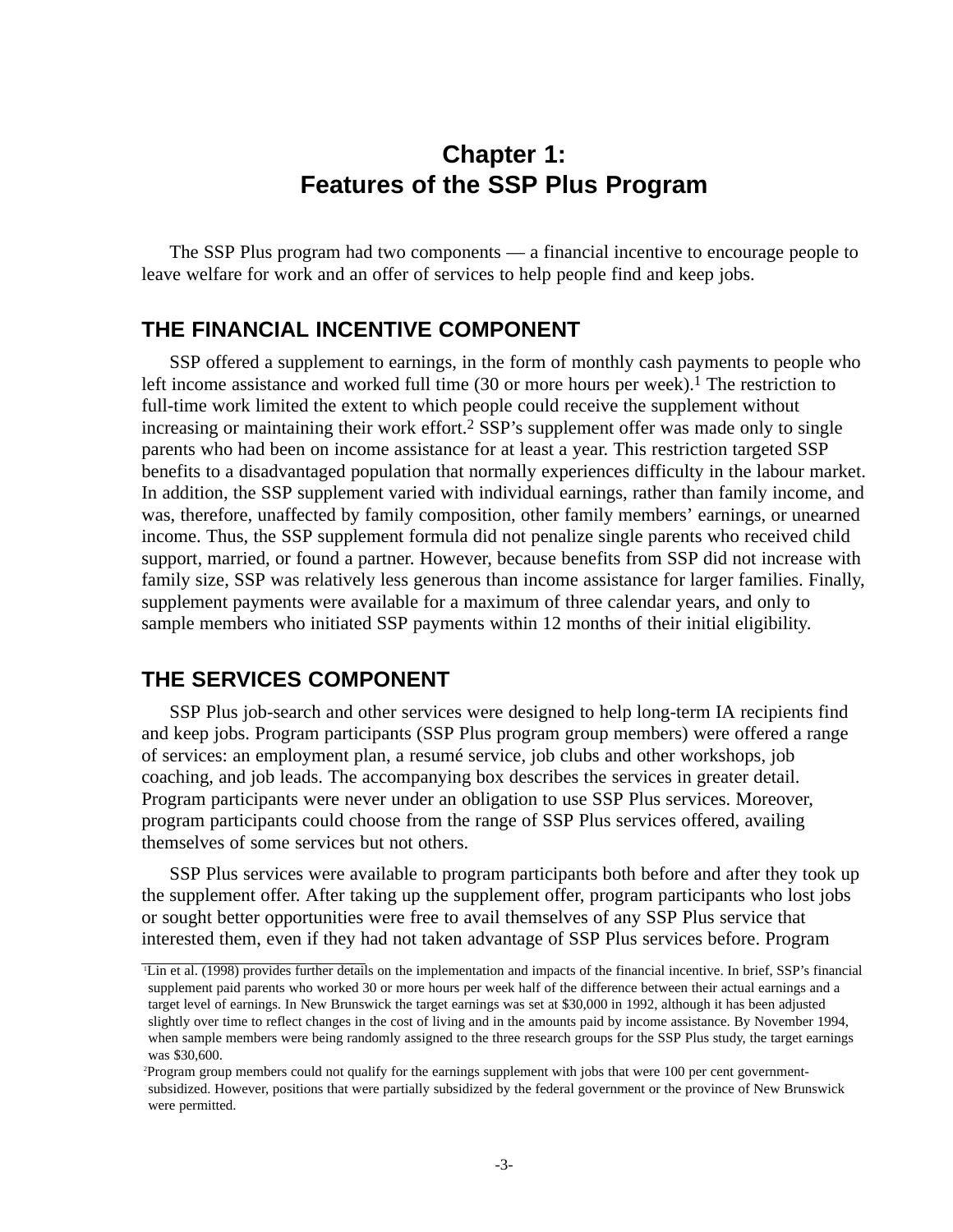# Chapter 1:
# Features of the SSP Plus Program

The SSP Plus program had two components — a financial incentive to encourage people to leave welfare for work and an offer of services to help people find and keep jobs.

## THE FINANCIAL INCENTIVE COMPONENT

SSP offered a supplement to earnings, in the form of monthly cash payments to people who left income assistance and worked full time (30 or more hours per week).[1] The restriction to full-time work limited the extent to which people could receive the supplement without increasing or maintaining their work effort.[2] SSP's supplement offer was made only to single parents who had been on income assistance for at least a year. This restriction targeted SSP benefits to a disadvantaged population that normally experiences difficulty in the labour market. In addition, the SSP supplement varied with individual earnings, rather than family income, and was, therefore, unaffected by family composition, other family members' earnings, or unearned income. Thus, the SSP supplement formula did not penalize single parents who received child support, married, or found a partner. However, because benefits from SSP did not increase with family size, SSP was relatively less generous than income assistance for larger families. Finally, supplement payments were available for a maximum of three calendar years, and only to sample members who initiated SSP payments within 12 months of their initial eligibility.

## THE SERVICES COMPONENT

SSP Plus job-search and other services were designed to help long-term IA recipients find and keep jobs. Program participants (SSP Plus program group members) were offered a range of services: an employment plan, a resumé service, job clubs and other workshops, job coaching, and job leads. The accompanying box describes the services in greater detail. Program participants were never under an obligation to use SSP Plus services. Moreover, program participants could choose from the range of SSP Plus services offered, availing themselves of some services but not others.

SSP Plus services were available to program participants both before and after they took up the supplement offer. After taking up the supplement offer, program participants who lost jobs or sought better opportunities were free to avail themselves of any SSP Plus service that interested them, even if they had not taken advantage of SSP Plus services before. Program

---

[1] Lin et al. (1998) provides further details on the implementation and impacts of the financial incentive. In brief, SSP's financial supplement paid parents who worked 30 or more hours per week half of the difference between their actual earnings and a target level of earnings. In New Brunswick the target earnings was set at $30,000 in 1992, although it has been adjusted slightly over time to reflect changes in the cost of living and in the amounts paid by income assistance. By November 1994, when sample members were being randomly assigned to the three research groups for the SSP Plus study, the target earnings was $30,600.

[2] Program group members could not qualify for the earnings supplement with jobs that were 100 per cent government-subsidized. However, positions that were partially subsidized by the federal government or the province of New Brunswick were permitted.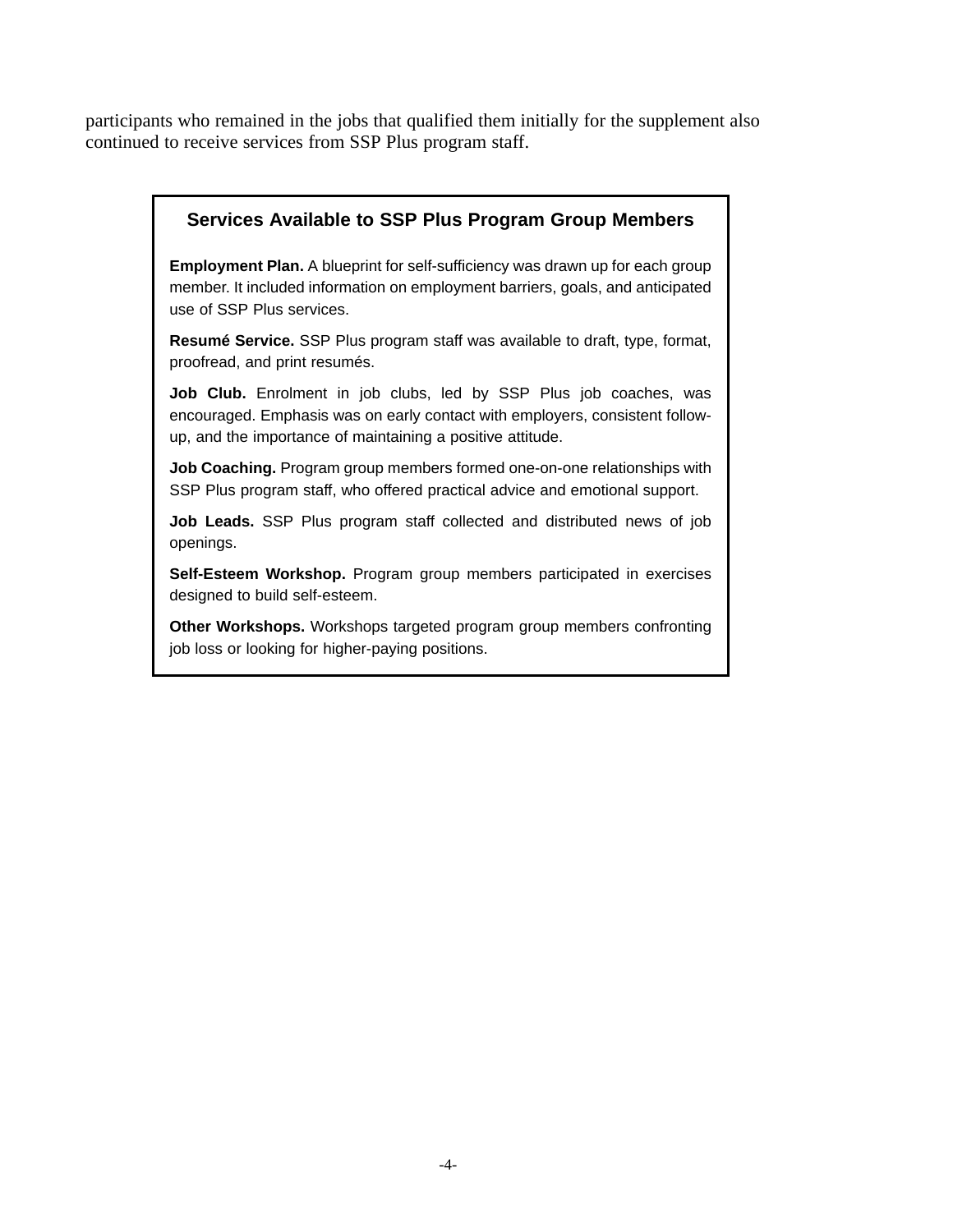participants who remained in the jobs that qualified them initially for the supplement also continued to receive services from SSP Plus program staff.

### Services Available to SSP Plus Program Group Members

**Employment Plan.** A blueprint for self-sufficiency was drawn up for each group member. It included information on employment barriers, goals, and anticipated use of SSP Plus services.

**Resumé Service.** SSP Plus program staff was available to draft, type, format, proofread, and print resumés.

**Job Club.** Enrolment in job clubs, led by SSP Plus job coaches, was encouraged. Emphasis was on early contact with employers, consistent follow-up, and the importance of maintaining a positive attitude.

**Job Coaching.** Program group members formed one-on-one relationships with SSP Plus program staff, who offered practical advice and emotional support.

**Job Leads.** SSP Plus program staff collected and distributed news of job openings.

**Self-Esteem Workshop.** Program group members participated in exercises designed to build self-esteem.

**Other Workshops.** Workshops targeted program group members confronting job loss or looking for higher-paying positions.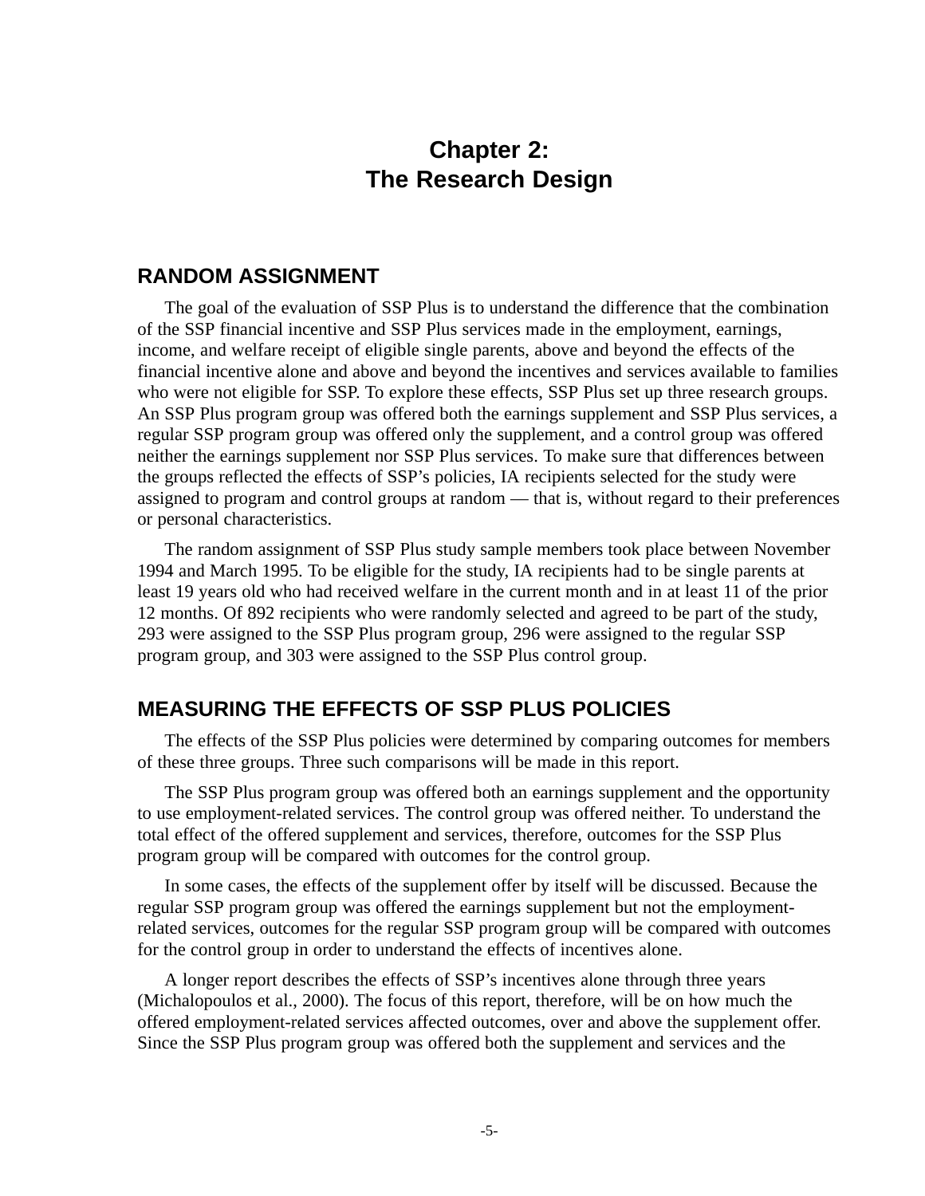# Chapter 2: The Research Design

## RANDOM ASSIGNMENT

The goal of the evaluation of SSP Plus is to understand the difference that the combination of the SSP financial incentive and SSP Plus services made in the employment, earnings, income, and welfare receipt of eligible single parents, above and beyond the effects of the financial incentive alone and above and beyond the incentives and services available to families who were not eligible for SSP. To explore these effects, SSP Plus set up three research groups. An SSP Plus program group was offered both the earnings supplement and SSP Plus services, a regular SSP program group was offered only the supplement, and a control group was offered neither the earnings supplement nor SSP Plus services. To make sure that differences between the groups reflected the effects of SSP's policies, IA recipients selected for the study were assigned to program and control groups at random — that is, without regard to their preferences or personal characteristics.

The random assignment of SSP Plus study sample members took place between November 1994 and March 1995. To be eligible for the study, IA recipients had to be single parents at least 19 years old who had received welfare in the current month and in at least 11 of the prior 12 months. Of 892 recipients who were randomly selected and agreed to be part of the study, 293 were assigned to the SSP Plus program group, 296 were assigned to the regular SSP program group, and 303 were assigned to the SSP Plus control group.

## MEASURING THE EFFECTS OF SSP PLUS POLICIES

The effects of the SSP Plus policies were determined by comparing outcomes for members of these three groups. Three such comparisons will be made in this report.

The SSP Plus program group was offered both an earnings supplement and the opportunity to use employment-related services. The control group was offered neither. To understand the total effect of the offered supplement and services, therefore, outcomes for the SSP Plus program group will be compared with outcomes for the control group.

In some cases, the effects of the supplement offer by itself will be discussed. Because the regular SSP program group was offered the earnings supplement but not the employment-related services, outcomes for the regular SSP program group will be compared with outcomes for the control group in order to understand the effects of incentives alone.

A longer report describes the effects of SSP's incentives alone through three years (Michalopoulos et al., 2000). The focus of this report, therefore, will be on how much the offered employment-related services affected outcomes, over and above the supplement offer. Since the SSP Plus program group was offered both the supplement and services and the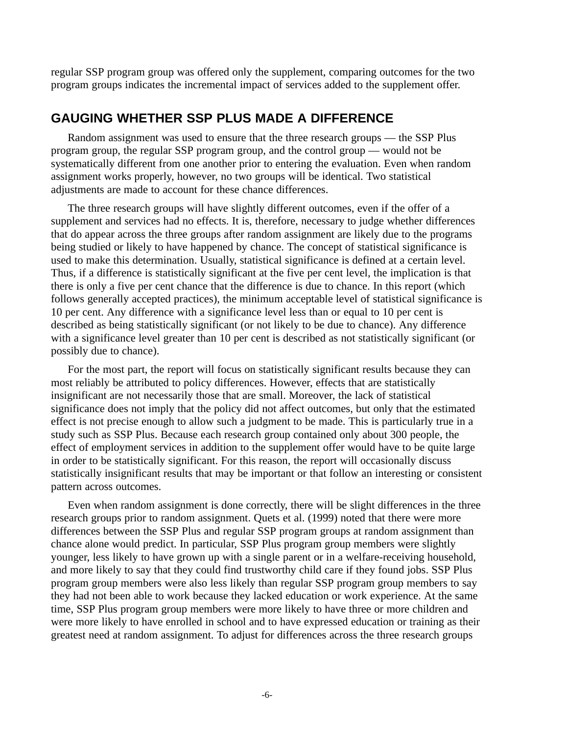regular SSP program group was offered only the supplement, comparing outcomes for the two program groups indicates the incremental impact of services added to the supplement offer.

## GAUGING WHETHER SSP PLUS MADE A DIFFERENCE

Random assignment was used to ensure that the three research groups — the SSP Plus program group, the regular SSP program group, and the control group — would not be systematically different from one another prior to entering the evaluation. Even when random assignment works properly, however, no two groups will be identical. Two statistical adjustments are made to account for these chance differences.

The three research groups will have slightly different outcomes, even if the offer of a supplement and services had no effects. It is, therefore, necessary to judge whether differences that do appear across the three groups after random assignment are likely due to the programs being studied or likely to have happened by chance. The concept of statistical significance is used to make this determination. Usually, statistical significance is defined at a certain level. Thus, if a difference is statistically significant at the five per cent level, the implication is that there is only a five per cent chance that the difference is due to chance. In this report (which follows generally accepted practices), the minimum acceptable level of statistical significance is 10 per cent. Any difference with a significance level less than or equal to 10 per cent is described as being statistically significant (or not likely to be due to chance). Any difference with a significance level greater than 10 per cent is described as not statistically significant (or possibly due to chance).

For the most part, the report will focus on statistically significant results because they can most reliably be attributed to policy differences. However, effects that are statistically insignificant are not necessarily those that are small. Moreover, the lack of statistical significance does not imply that the policy did not affect outcomes, but only that the estimated effect is not precise enough to allow such a judgment to be made. This is particularly true in a study such as SSP Plus. Because each research group contained only about 300 people, the effect of employment services in addition to the supplement offer would have to be quite large in order to be statistically significant. For this reason, the report will occasionally discuss statistically insignificant results that may be important or that follow an interesting or consistent pattern across outcomes.

Even when random assignment is done correctly, there will be slight differences in the three research groups prior to random assignment. Quets et al. (1999) noted that there were more differences between the SSP Plus and regular SSP program groups at random assignment than chance alone would predict. In particular, SSP Plus program group members were slightly younger, less likely to have grown up with a single parent or in a welfare-receiving household, and more likely to say that they could find trustworthy child care if they found jobs. SSP Plus program group members were also less likely than regular SSP program group members to say they had not been able to work because they lacked education or work experience. At the same time, SSP Plus program group members were more likely to have three or more children and were more likely to have enrolled in school and to have expressed education or training as their greatest need at random assignment. To adjust for differences across the three research groups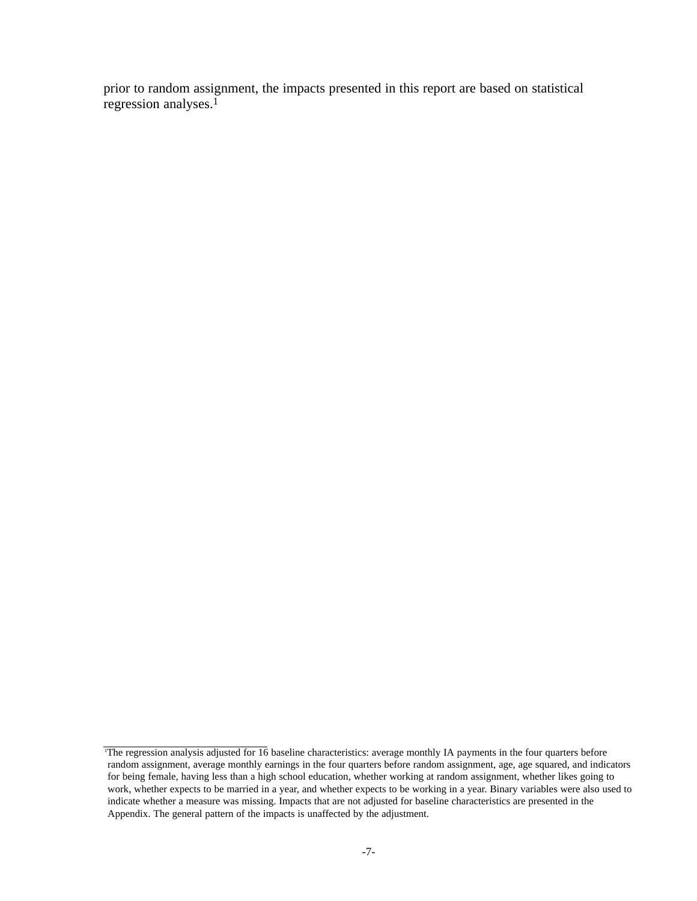prior to random assignment, the impacts presented in this report are based on statistical regression analyses.[1]

[1]The regression analysis adjusted for 16 baseline characteristics: average monthly IA payments in the four quarters before random assignment, average monthly earnings in the four quarters before random assignment, age, age squared, and indicators for being female, having less than a high school education, whether working at random assignment, whether likes going to work, whether expects to be married in a year, and whether expects to be working in a year. Binary variables were also used to indicate whether a measure was missing. Impacts that are not adjusted for baseline characteristics are presented in the Appendix. The general pattern of the impacts is unaffected by the adjustment.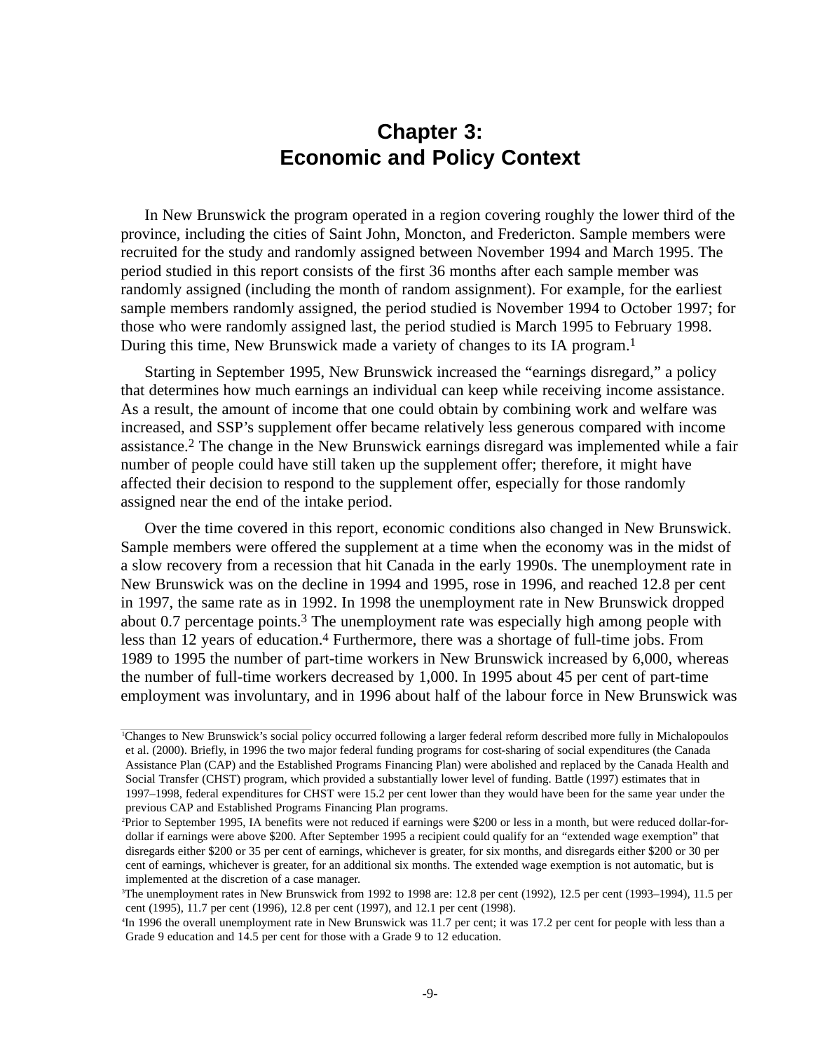# Chapter 3: Economic and Policy Context

In New Brunswick the program operated in a region covering roughly the lower third of the province, including the cities of Saint John, Moncton, and Fredericton. Sample members were recruited for the study and randomly assigned between November 1994 and March 1995. The period studied in this report consists of the first 36 months after each sample member was randomly assigned (including the month of random assignment). For example, for the earliest sample members randomly assigned, the period studied is November 1994 to October 1997; for those who were randomly assigned last, the period studied is March 1995 to February 1998. During this time, New Brunswick made a variety of changes to its IA program.[1]

Starting in September 1995, New Brunswick increased the "earnings disregard," a policy that determines how much earnings an individual can keep while receiving income assistance. As a result, the amount of income that one could obtain by combining work and welfare was increased, and SSP's supplement offer became relatively less generous compared with income assistance.[2] The change in the New Brunswick earnings disregard was implemented while a fair number of people could have still taken up the supplement offer; therefore, it might have affected their decision to respond to the supplement offer, especially for those randomly assigned near the end of the intake period.

Over the time covered in this report, economic conditions also changed in New Brunswick. Sample members were offered the supplement at a time when the economy was in the midst of a slow recovery from a recession that hit Canada in the early 1990s. The unemployment rate in New Brunswick was on the decline in 1994 and 1995, rose in 1996, and reached 12.8 per cent in 1997, the same rate as in 1992. In 1998 the unemployment rate in New Brunswick dropped about 0.7 percentage points.[3] The unemployment rate was especially high among people with less than 12 years of education.[4] Furthermore, there was a shortage of full-time jobs. From 1989 to 1995 the number of part-time workers in New Brunswick increased by 6,000, whereas the number of full-time workers decreased by 1,000. In 1995 about 45 per cent of part-time employment was involuntary, and in 1996 about half of the labour force in New Brunswick was

---

[1]Changes to New Brunswick's social policy occurred following a larger federal reform described more fully in Michalopoulos et al. (2000). Briefly, in 1996 the two major federal funding programs for cost-sharing of social expenditures (the Canada Assistance Plan (CAP) and the Established Programs Financing Plan) were abolished and replaced by the Canada Health and Social Transfer (CHST) program, which provided a substantially lower level of funding. Battle (1997) estimates that in 1997–1998, federal expenditures for CHST were 15.2 per cent lower than they would have been for the same year under the previous CAP and Established Programs Financing Plan programs.

[2]Prior to September 1995, IA benefits were not reduced if earnings were $200 or less in a month, but were reduced dollar-for-dollar if earnings were above $200. After September 1995 a recipient could qualify for an "extended wage exemption" that disregards either $200 or 35 per cent of earnings, whichever is greater, for six months, and disregards either $200 or 30 per cent of earnings, whichever is greater, for an additional six months. The extended wage exemption is not automatic, but is implemented at the discretion of a case manager.

[3]The unemployment rates in New Brunswick from 1992 to 1998 are: 12.8 per cent (1992), 12.5 per cent (1993–1994), 11.5 per cent (1995), 11.7 per cent (1996), 12.8 per cent (1997), and 12.1 per cent (1998).

[4]In 1996 the overall unemployment rate in New Brunswick was 11.7 per cent; it was 17.2 per cent for people with less than a Grade 9 education and 14.5 per cent for those with a Grade 9 to 12 education.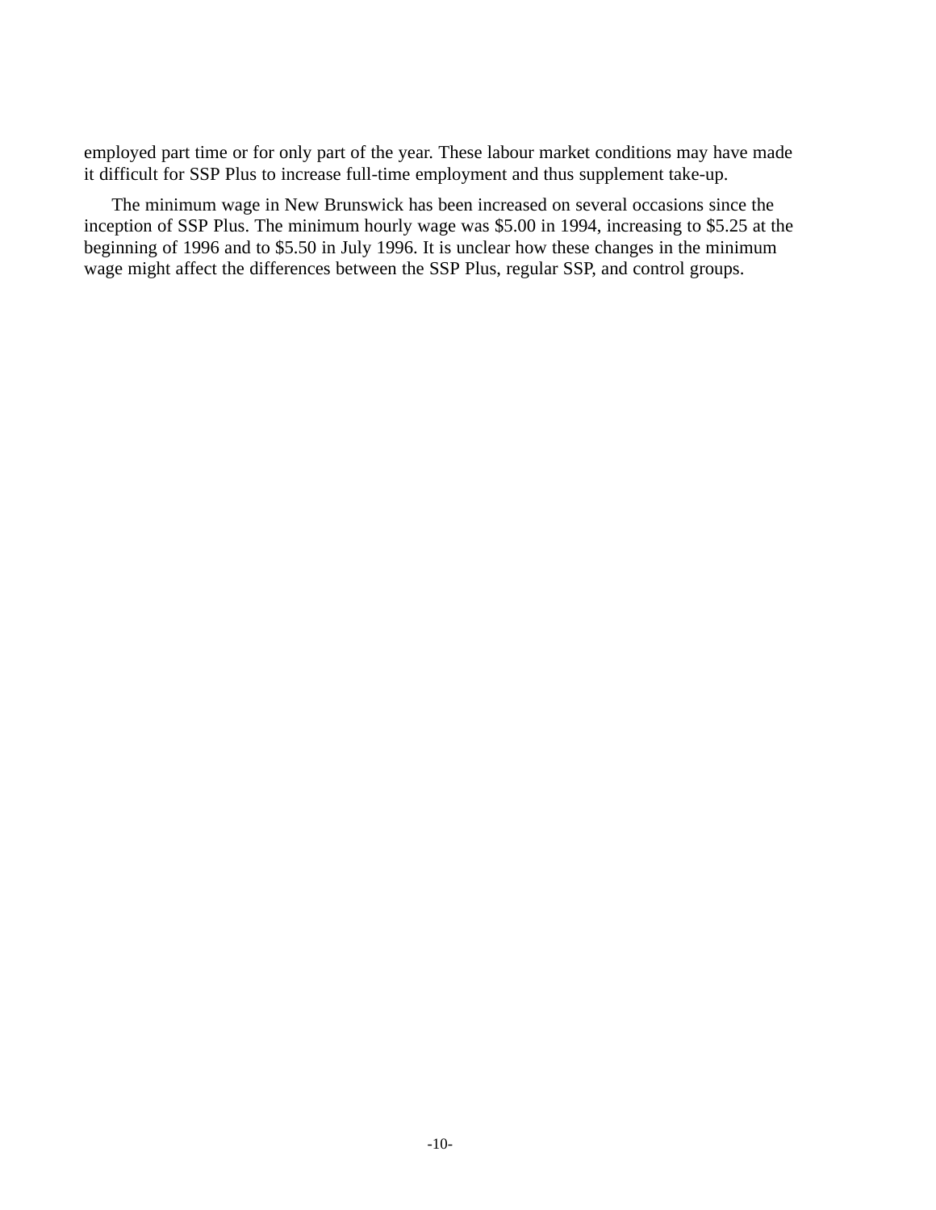employed part time or for only part of the year. These labour market conditions may have made it difficult for SSP Plus to increase full-time employment and thus supplement take-up.

The minimum wage in New Brunswick has been increased on several occasions since the inception of SSP Plus. The minimum hourly wage was $5.00 in 1994, increasing to $5.25 at the beginning of 1996 and to $5.50 in July 1996. It is unclear how these changes in the minimum wage might affect the differences between the SSP Plus, regular SSP, and control groups.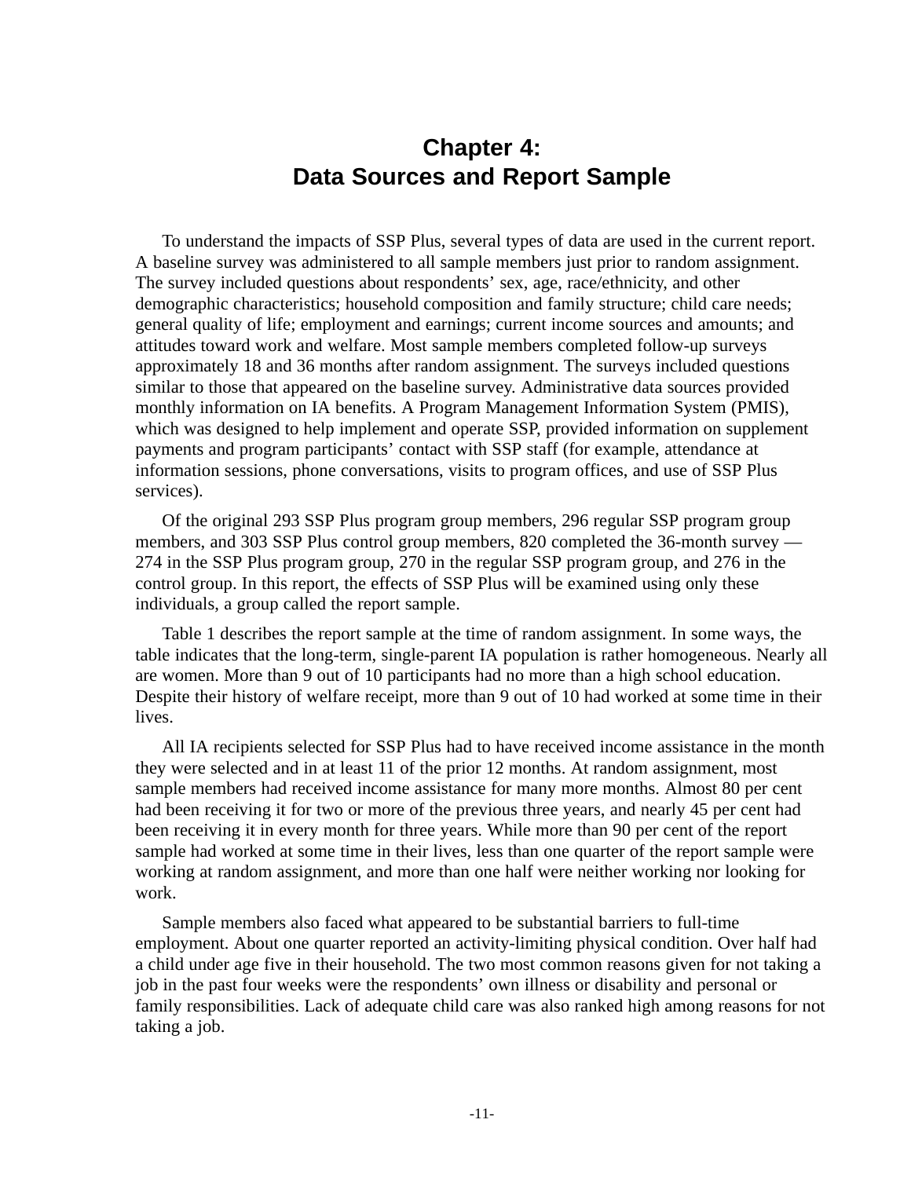# Chapter 4:
# Data Sources and Report Sample

To understand the impacts of SSP Plus, several types of data are used in the current report. A baseline survey was administered to all sample members just prior to random assignment. The survey included questions about respondents' sex, age, race/ethnicity, and other demographic characteristics; household composition and family structure; child care needs; general quality of life; employment and earnings; current income sources and amounts; and attitudes toward work and welfare. Most sample members completed follow-up surveys approximately 18 and 36 months after random assignment. The surveys included questions similar to those that appeared on the baseline survey. Administrative data sources provided monthly information on IA benefits. A Program Management Information System (PMIS), which was designed to help implement and operate SSP, provided information on supplement payments and program participants' contact with SSP staff (for example, attendance at information sessions, phone conversations, visits to program offices, and use of SSP Plus services).

Of the original 293 SSP Plus program group members, 296 regular SSP program group members, and 303 SSP Plus control group members, 820 completed the 36-month survey — 274 in the SSP Plus program group, 270 in the regular SSP program group, and 276 in the control group. In this report, the effects of SSP Plus will be examined using only these individuals, a group called the report sample.

Table 1 describes the report sample at the time of random assignment. In some ways, the table indicates that the long-term, single-parent IA population is rather homogeneous. Nearly all are women. More than 9 out of 10 participants had no more than a high school education. Despite their history of welfare receipt, more than 9 out of 10 had worked at some time in their lives.

All IA recipients selected for SSP Plus had to have received income assistance in the month they were selected and in at least 11 of the prior 12 months. At random assignment, most sample members had received income assistance for many more months. Almost 80 per cent had been receiving it for two or more of the previous three years, and nearly 45 per cent had been receiving it in every month for three years. While more than 90 per cent of the report sample had worked at some time in their lives, less than one quarter of the report sample were working at random assignment, and more than one half were neither working nor looking for work.

Sample members also faced what appeared to be substantial barriers to full-time employment. About one quarter reported an activity-limiting physical condition. Over half had a child under age five in their household. The two most common reasons given for not taking a job in the past four weeks were the respondents' own illness or disability and personal or family responsibilities. Lack of adequate child care was also ranked high among reasons for not taking a job.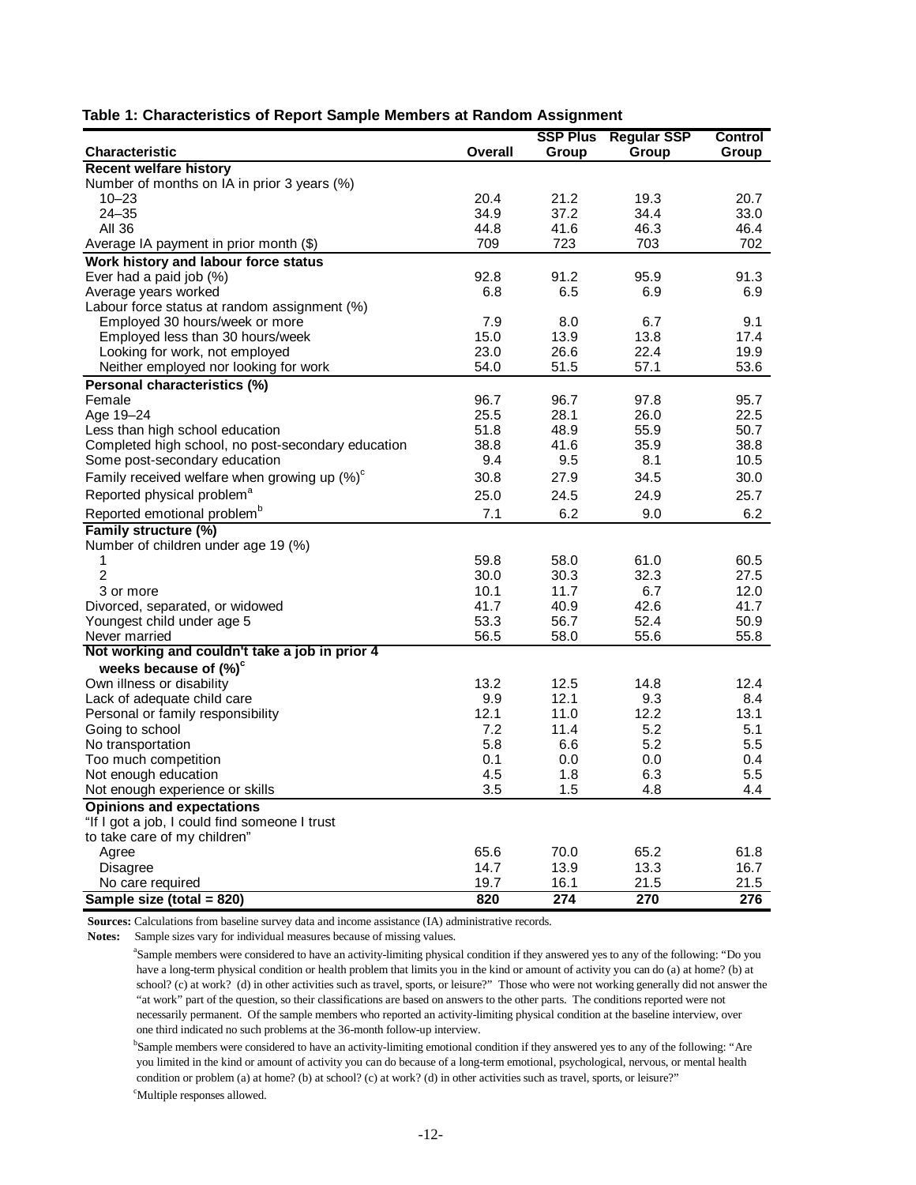**Table 1: Characteristics of Report Sample Members at Random Assignment**

| Characteristic | Overall | SSP Plus Group | Regular SSP Group | Control Group |
|---|---|---|---|---|
| **Recent welfare history** | | | | |
| Number of months on IA in prior 3 years (%) | | | | |
| 10–23 | 20.4 | 21.2 | 19.3 | 20.7 |
| 24–35 | 34.9 | 37.2 | 34.4 | 33.0 |
| All 36 | 44.8 | 41.6 | 46.3 | 46.4 |
| Average IA payment in prior month ($) | 709 | 723 | 703 | 702 |
| **Work history and labour force status** | | | | |
| Ever had a paid job (%) | 92.8 | 91.2 | 95.9 | 91.3 |
| Average years worked | 6.8 | 6.5 | 6.9 | 6.9 |
| Labour force status at random assignment (%) | | | | |
| Employed 30 hours/week or more | 7.9 | 8.0 | 6.7 | 9.1 |
| Employed less than 30 hours/week | 15.0 | 13.9 | 13.8 | 17.4 |
| Looking for work, not employed | 23.0 | 26.6 | 22.4 | 19.9 |
| Neither employed nor looking for work | 54.0 | 51.5 | 57.1 | 53.6 |
| **Personal characteristics (%)** | | | | |
| Female | 96.7 | 96.7 | 97.8 | 95.7 |
| Age 19–24 | 25.5 | 28.1 | 26.0 | 22.5 |
| Less than high school education | 51.8 | 48.9 | 55.9 | 50.7 |
| Completed high school, no post-secondary education | 38.8 | 41.6 | 35.9 | 38.8 |
| Some post-secondary education | 9.4 | 9.5 | 8.1 | 10.5 |
| Family received welfare when growing up (%)[c] | 30.8 | 27.9 | 34.5 | 30.0 |
| Reported physical problem[a] | 25.0 | 24.5 | 24.9 | 25.7 |
| Reported emotional problem[b] | 7.1 | 6.2 | 9.0 | 6.2 |
| **Family structure (%)** | | | | |
| Number of children under age 19 (%) | | | | |
| 1 | 59.8 | 58.0 | 61.0 | 60.5 |
| 2 | 30.0 | 30.3 | 32.3 | 27.5 |
| 3 or more | 10.1 | 11.7 | 6.7 | 12.0 |
| Divorced, separated, or widowed | 41.7 | 40.9 | 42.6 | 41.7 |
| Youngest child under age 5 | 53.3 | 56.7 | 52.4 | 50.9 |
| Never married | 56.5 | 58.0 | 55.6 | 55.8 |
| **Not working and couldn't take a job in prior 4 weeks because of (%)[c]** | | | | |
| Own illness or disability | 13.2 | 12.5 | 14.8 | 12.4 |
| Lack of adequate child care | 9.9 | 12.1 | 9.3 | 8.4 |
| Personal or family responsibility | 12.1 | 11.0 | 12.2 | 13.1 |
| Going to school | 7.2 | 11.4 | 5.2 | 5.1 |
| No transportation | 5.8 | 6.6 | 5.2 | 5.5 |
| Too much competition | 0.1 | 0.0 | 0.0 | 0.4 |
| Not enough education | 4.5 | 1.8 | 6.3 | 5.5 |
| Not enough experience or skills | 3.5 | 1.5 | 4.8 | 4.4 |
| **Opinions and expectations** | | | | |
| "If I got a job, I could find someone I trust to take care of my children" | | | | |
| Agree | 65.6 | 70.0 | 65.2 | 61.8 |
| Disagree | 14.7 | 13.9 | 13.3 | 16.7 |
| No care required | 19.7 | 16.1 | 21.5 | 21.5 |
| **Sample size (total = 820)** | **820** | **274** | **270** | **276** |

**Sources:** Calculations from baseline survey data and income assistance (IA) administrative records.

**Notes:** Sample sizes vary for individual measures because of missing values.

[a]Sample members were considered to have an activity-limiting physical condition if they answered yes to any of the following: "Do you have a long-term physical condition or health problem that limits you in the kind or amount of activity you can do (a) at home? (b) at school? (c) at work? (d) in other activities such as travel, sports, or leisure?" Those who were not working generally did not answer the "at work" part of the question, so their classifications are based on answers to the other parts. The conditions reported were not necessarily permanent. Of the sample members who reported an activity-limiting physical condition at the baseline interview, over one third indicated no such problems at the 36-month follow-up interview.

[b]Sample members were considered to have an activity-limiting emotional condition if they answered yes to any of the following: "Are you limited in the kind or amount of activity you can do because of a long-term emotional, psychological, nervous, or mental health condition or problem (a) at home? (b) at school? (c) at work? (d) in other activities such as travel, sports, or leisure?"

[c]Multiple responses allowed.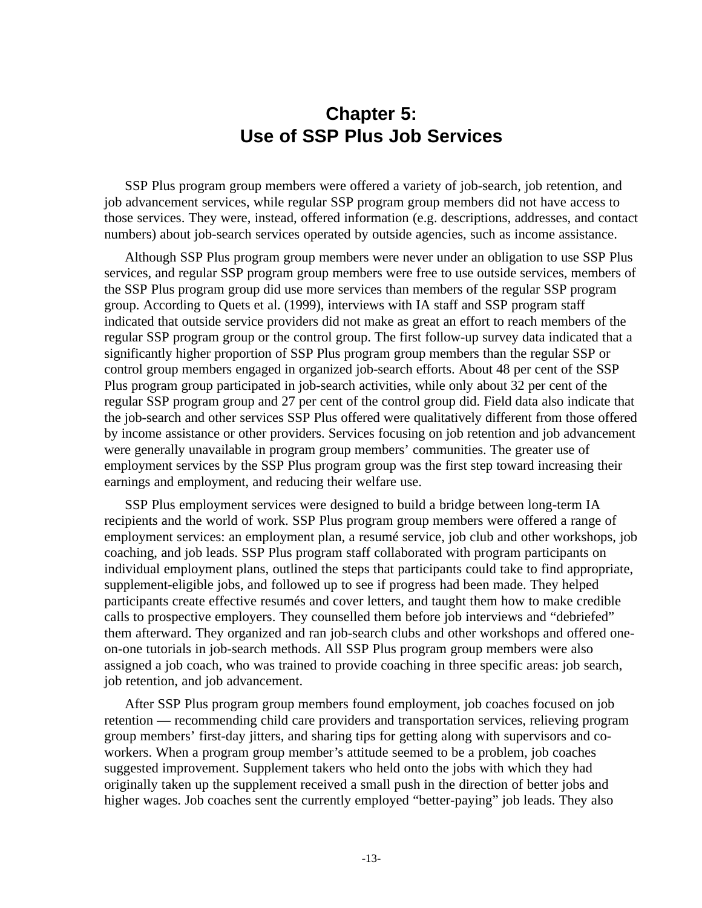# Chapter 5: Use of SSP Plus Job Services

SSP Plus program group members were offered a variety of job-search, job retention, and job advancement services, while regular SSP program group members did not have access to those services. They were, instead, offered information (e.g. descriptions, addresses, and contact numbers) about job-search services operated by outside agencies, such as income assistance.

Although SSP Plus program group members were never under an obligation to use SSP Plus services, and regular SSP program group members were free to use outside services, members of the SSP Plus program group did use more services than members of the regular SSP program group. According to Quets et al. (1999), interviews with IA staff and SSP program staff indicated that outside service providers did not make as great an effort to reach members of the regular SSP program group or the control group. The first follow-up survey data indicated that a significantly higher proportion of SSP Plus program group members than the regular SSP or control group members engaged in organized job-search efforts. About 48 per cent of the SSP Plus program group participated in job-search activities, while only about 32 per cent of the regular SSP program group and 27 per cent of the control group did. Field data also indicate that the job-search and other services SSP Plus offered were qualitatively different from those offered by income assistance or other providers. Services focusing on job retention and job advancement were generally unavailable in program group members' communities. The greater use of employment services by the SSP Plus program group was the first step toward increasing their earnings and employment, and reducing their welfare use.

SSP Plus employment services were designed to build a bridge between long-term IA recipients and the world of work. SSP Plus program group members were offered a range of employment services: an employment plan, a resumé service, job club and other workshops, job coaching, and job leads. SSP Plus program staff collaborated with program participants on individual employment plans, outlined the steps that participants could take to find appropriate, supplement-eligible jobs, and followed up to see if progress had been made. They helped participants create effective resumés and cover letters, and taught them how to make credible calls to prospective employers. They counselled them before job interviews and "debriefed" them afterward. They organized and ran job-search clubs and other workshops and offered one-on-one tutorials in job-search methods. All SSP Plus program group members were also assigned a job coach, who was trained to provide coaching in three specific areas: job search, job retention, and job advancement.

After SSP Plus program group members found employment, job coaches focused on job retention — recommending child care providers and transportation services, relieving program group members' first-day jitters, and sharing tips for getting along with supervisors and co-workers. When a program group member's attitude seemed to be a problem, job coaches suggested improvement. Supplement takers who held onto the jobs with which they had originally taken up the supplement received a small push in the direction of better jobs and higher wages. Job coaches sent the currently employed "better-paying" job leads. They also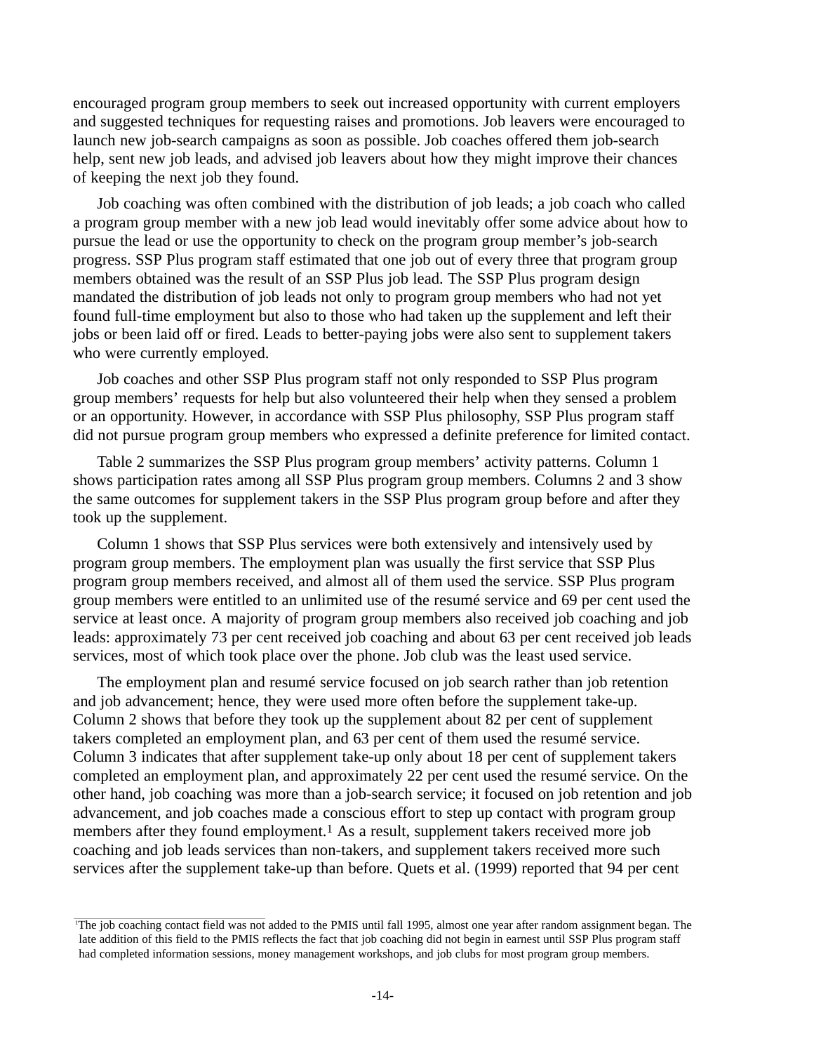encouraged program group members to seek out increased opportunity with current employers and suggested techniques for requesting raises and promotions. Job leavers were encouraged to launch new job-search campaigns as soon as possible. Job coaches offered them job-search help, sent new job leads, and advised job leavers about how they might improve their chances of keeping the next job they found.

Job coaching was often combined with the distribution of job leads; a job coach who called a program group member with a new job lead would inevitably offer some advice about how to pursue the lead or use the opportunity to check on the program group member's job-search progress. SSP Plus program staff estimated that one job out of every three that program group members obtained was the result of an SSP Plus job lead. The SSP Plus program design mandated the distribution of job leads not only to program group members who had not yet found full-time employment but also to those who had taken up the supplement and left their jobs or been laid off or fired. Leads to better-paying jobs were also sent to supplement takers who were currently employed.

Job coaches and other SSP Plus program staff not only responded to SSP Plus program group members' requests for help but also volunteered their help when they sensed a problem or an opportunity. However, in accordance with SSP Plus philosophy, SSP Plus program staff did not pursue program group members who expressed a definite preference for limited contact.

Table 2 summarizes the SSP Plus program group members' activity patterns. Column 1 shows participation rates among all SSP Plus program group members. Columns 2 and 3 show the same outcomes for supplement takers in the SSP Plus program group before and after they took up the supplement.

Column 1 shows that SSP Plus services were both extensively and intensively used by program group members. The employment plan was usually the first service that SSP Plus program group members received, and almost all of them used the service. SSP Plus program group members were entitled to an unlimited use of the resumé service and 69 per cent used the service at least once. A majority of program group members also received job coaching and job leads: approximately 73 per cent received job coaching and about 63 per cent received job leads services, most of which took place over the phone. Job club was the least used service.

The employment plan and resumé service focused on job search rather than job retention and job advancement; hence, they were used more often before the supplement take-up. Column 2 shows that before they took up the supplement about 82 per cent of supplement takers completed an employment plan, and 63 per cent of them used the resumé service. Column 3 indicates that after supplement take-up only about 18 per cent of supplement takers completed an employment plan, and approximately 22 per cent used the resumé service. On the other hand, job coaching was more than a job-search service; it focused on job retention and job advancement, and job coaches made a conscious effort to step up contact with program group members after they found employment.[1] As a result, supplement takers received more job coaching and job leads services than non-takers, and supplement takers received more such services after the supplement take-up than before. Quets et al. (1999) reported that 94 per cent

[1]The job coaching contact field was not added to the PMIS until fall 1995, almost one year after random assignment began. The late addition of this field to the PMIS reflects the fact that job coaching did not begin in earnest until SSP Plus program staff had completed information sessions, money management workshops, and job clubs for most program group members.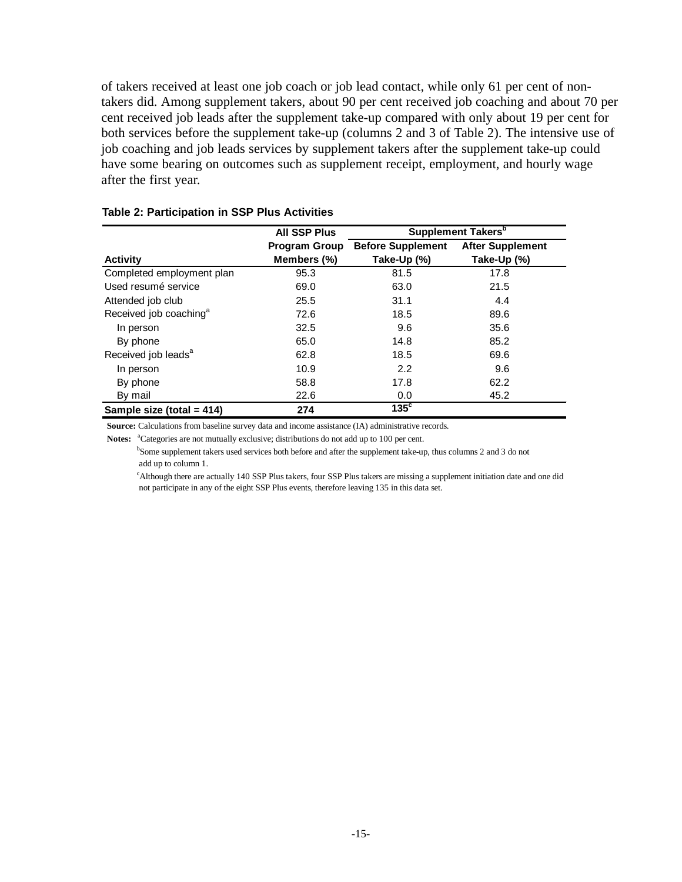of takers received at least one job coach or job lead contact, while only 61 per cent of non-takers did. Among supplement takers, about 90 per cent received job coaching and about 70 per cent received job leads after the supplement take-up compared with only about 19 per cent for both services before the supplement take-up (columns 2 and 3 of Table 2). The intensive use of job coaching and job leads services by supplement takers after the supplement take-up could have some bearing on outcomes such as supplement receipt, employment, and hourly wage after the first year.

**Table 2: Participation in SSP Plus Activities**

| Activity | All SSP Plus Program Group Members (%) | Supplement Takers[b] Before Supplement Take-Up (%) | Supplement Takers[b] After Supplement Take-Up (%) |
|---|---|---|---|
| Completed employment plan | 95.3 | 81.5 | 17.8 |
| Used resumé service | 69.0 | 63.0 | 21.5 |
| Attended job club | 25.5 | 31.1 | 4.4 |
| Received job coaching[a] | 72.6 | 18.5 | 89.6 |
| In person | 32.5 | 9.6 | 35.6 |
| By phone | 65.0 | 14.8 | 85.2 |
| Received job leads[a] | 62.8 | 18.5 | 69.6 |
| In person | 10.9 | 2.2 | 9.6 |
| By phone | 58.8 | 17.8 | 62.2 |
| By mail | 22.6 | 0.0 | 45.2 |
| **Sample size (total = 414)** | **274** | **135[c]** | |

**Source:** Calculations from baseline survey data and income assistance (IA) administrative records.

**Notes:** [a]Categories are not mutually exclusive; distributions do not add up to 100 per cent.

[b]Some supplement takers used services both before and after the supplement take-up, thus columns 2 and 3 do not add up to column 1.

[c]Although there are actually 140 SSP Plus takers, four SSP Plus takers are missing a supplement initiation date and one did not participate in any of the eight SSP Plus events, therefore leaving 135 in this data set.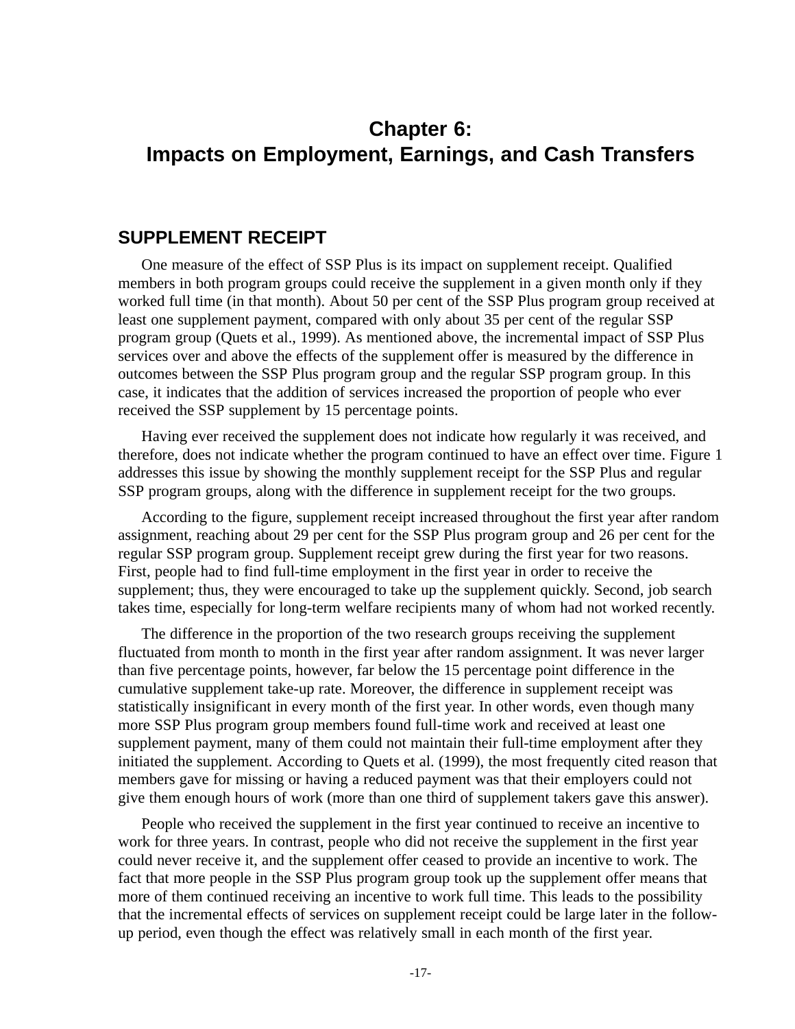# Chapter 6:
# Impacts on Employment, Earnings, and Cash Transfers

## SUPPLEMENT RECEIPT

One measure of the effect of SSP Plus is its impact on supplement receipt. Qualified members in both program groups could receive the supplement in a given month only if they worked full time (in that month). About 50 per cent of the SSP Plus program group received at least one supplement payment, compared with only about 35 per cent of the regular SSP program group (Quets et al., 1999). As mentioned above, the incremental impact of SSP Plus services over and above the effects of the supplement offer is measured by the difference in outcomes between the SSP Plus program group and the regular SSP program group. In this case, it indicates that the addition of services increased the proportion of people who ever received the SSP supplement by 15 percentage points.

Having ever received the supplement does not indicate how regularly it was received, and therefore, does not indicate whether the program continued to have an effect over time. Figure 1 addresses this issue by showing the monthly supplement receipt for the SSP Plus and regular SSP program groups, along with the difference in supplement receipt for the two groups.

According to the figure, supplement receipt increased throughout the first year after random assignment, reaching about 29 per cent for the SSP Plus program group and 26 per cent for the regular SSP program group. Supplement receipt grew during the first year for two reasons. First, people had to find full-time employment in the first year in order to receive the supplement; thus, they were encouraged to take up the supplement quickly. Second, job search takes time, especially for long-term welfare recipients many of whom had not worked recently.

The difference in the proportion of the two research groups receiving the supplement fluctuated from month to month in the first year after random assignment. It was never larger than five percentage points, however, far below the 15 percentage point difference in the cumulative supplement take-up rate. Moreover, the difference in supplement receipt was statistically insignificant in every month of the first year. In other words, even though many more SSP Plus program group members found full-time work and received at least one supplement payment, many of them could not maintain their full-time employment after they initiated the supplement. According to Quets et al. (1999), the most frequently cited reason that members gave for missing or having a reduced payment was that their employers could not give them enough hours of work (more than one third of supplement takers gave this answer).

People who received the supplement in the first year continued to receive an incentive to work for three years. In contrast, people who did not receive the supplement in the first year could never receive it, and the supplement offer ceased to provide an incentive to work. The fact that more people in the SSP Plus program group took up the supplement offer means that more of them continued receiving an incentive to work full time. This leads to the possibility that the incremental effects of services on supplement receipt could be large later in the follow-up period, even though the effect was relatively small in each month of the first year.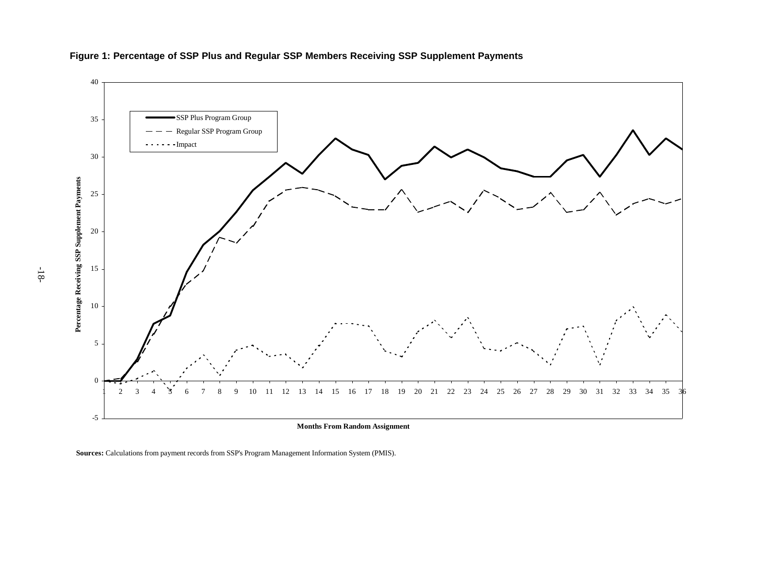**Figure 1: Percentage of SSP Plus and Regular SSP Members Receiving SSP Supplement Payments**

**Sources:** Calculations from payment records from SSP's Program Management Information System (PMIS).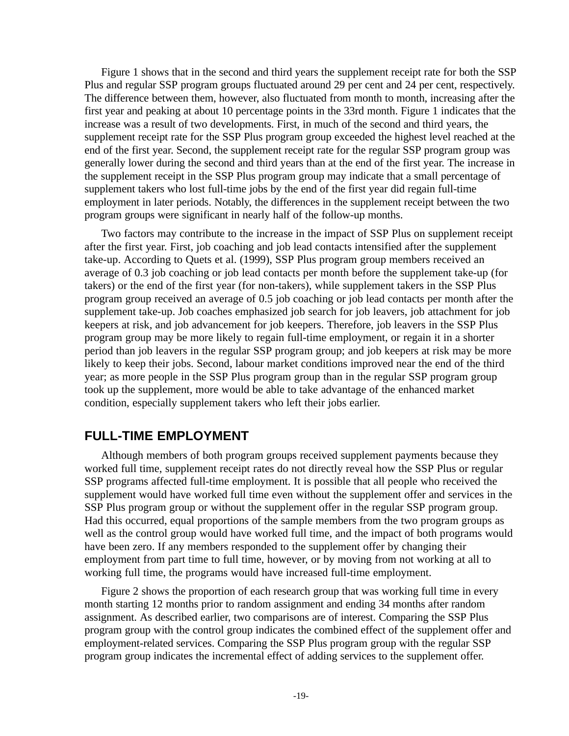Figure 1 shows that in the second and third years the supplement receipt rate for both the SSP Plus and regular SSP program groups fluctuated around 29 per cent and 24 per cent, respectively. The difference between them, however, also fluctuated from month to month, increasing after the first year and peaking at about 10 percentage points in the 33rd month. Figure 1 indicates that the increase was a result of two developments. First, in much of the second and third years, the supplement receipt rate for the SSP Plus program group exceeded the highest level reached at the end of the first year. Second, the supplement receipt rate for the regular SSP program group was generally lower during the second and third years than at the end of the first year. The increase in the supplement receipt in the SSP Plus program group may indicate that a small percentage of supplement takers who lost full-time jobs by the end of the first year did regain full-time employment in later periods. Notably, the differences in the supplement receipt between the two program groups were significant in nearly half of the follow-up months.

Two factors may contribute to the increase in the impact of SSP Plus on supplement receipt after the first year. First, job coaching and job lead contacts intensified after the supplement take-up. According to Quets et al. (1999), SSP Plus program group members received an average of 0.3 job coaching or job lead contacts per month before the supplement take-up (for takers) or the end of the first year (for non-takers), while supplement takers in the SSP Plus program group received an average of 0.5 job coaching or job lead contacts per month after the supplement take-up. Job coaches emphasized job search for job leavers, job attachment for job keepers at risk, and job advancement for job keepers. Therefore, job leavers in the SSP Plus program group may be more likely to regain full-time employment, or regain it in a shorter period than job leavers in the regular SSP program group; and job keepers at risk may be more likely to keep their jobs. Second, labour market conditions improved near the end of the third year; as more people in the SSP Plus program group than in the regular SSP program group took up the supplement, more would be able to take advantage of the enhanced market condition, especially supplement takers who left their jobs earlier.

## FULL-TIME EMPLOYMENT

Although members of both program groups received supplement payments because they worked full time, supplement receipt rates do not directly reveal how the SSP Plus or regular SSP programs affected full-time employment. It is possible that all people who received the supplement would have worked full time even without the supplement offer and services in the SSP Plus program group or without the supplement offer in the regular SSP program group. Had this occurred, equal proportions of the sample members from the two program groups as well as the control group would have worked full time, and the impact of both programs would have been zero. If any members responded to the supplement offer by changing their employment from part time to full time, however, or by moving from not working at all to working full time, the programs would have increased full-time employment.

Figure 2 shows the proportion of each research group that was working full time in every month starting 12 months prior to random assignment and ending 34 months after random assignment. As described earlier, two comparisons are of interest. Comparing the SSP Plus program group with the control group indicates the combined effect of the supplement offer and employment-related services. Comparing the SSP Plus program group with the regular SSP program group indicates the incremental effect of adding services to the supplement offer.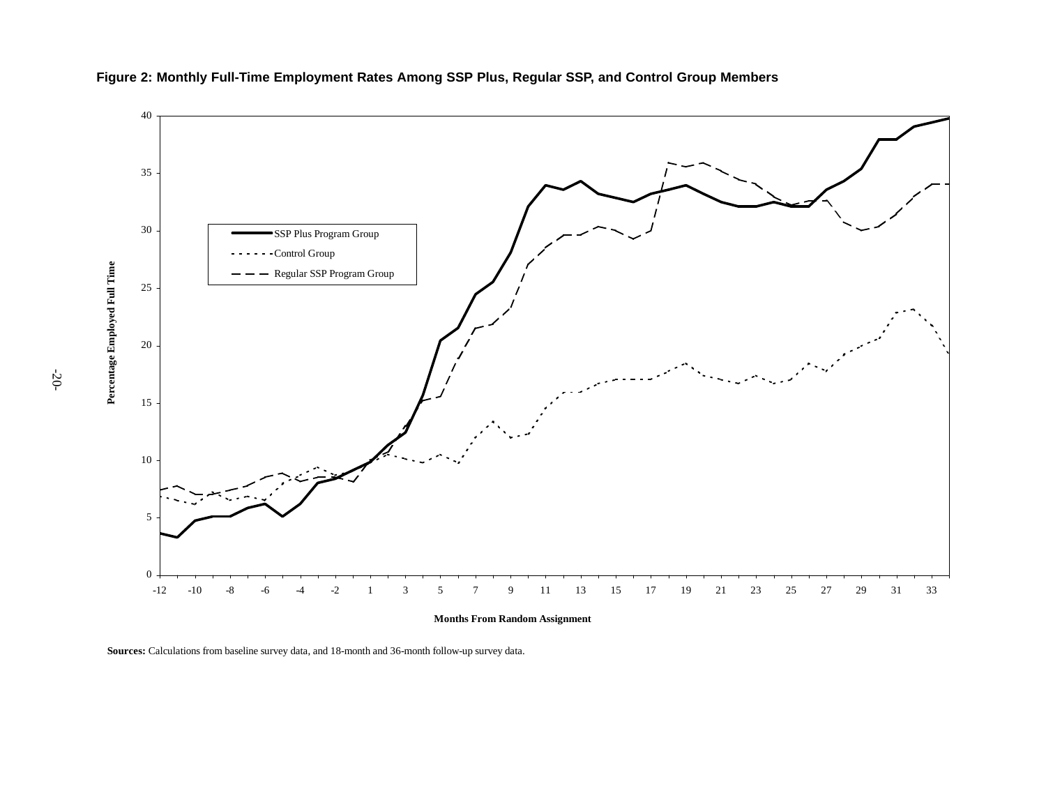**Figure 2: Monthly Full-Time Employment Rates Among SSP Plus, Regular SSP, and Control Group Members**

**Sources:** Calculations from baseline survey data, and 18-month and 36-month follow-up survey data.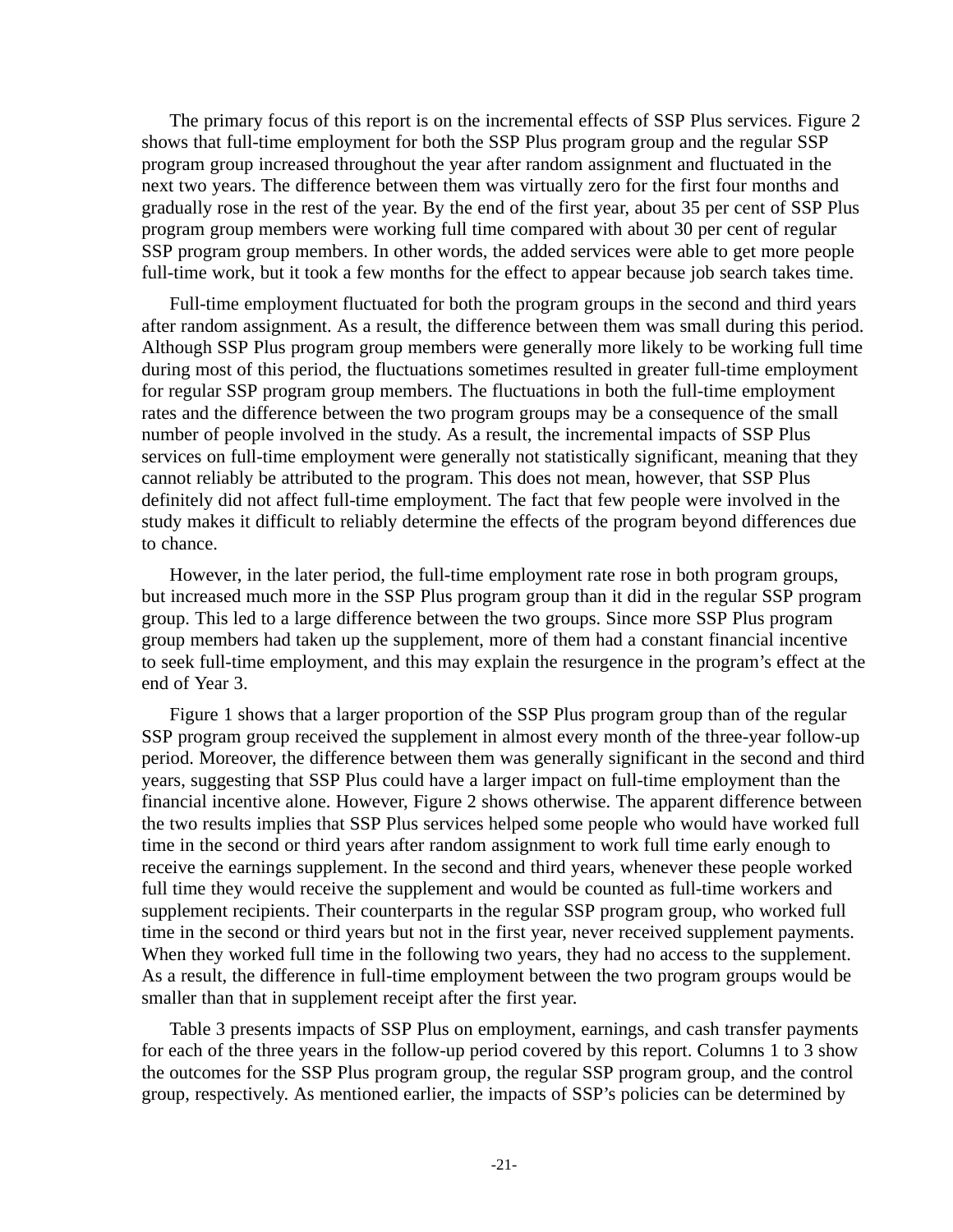The primary focus of this report is on the incremental effects of SSP Plus services. Figure 2 shows that full-time employment for both the SSP Plus program group and the regular SSP program group increased throughout the year after random assignment and fluctuated in the next two years. The difference between them was virtually zero for the first four months and gradually rose in the rest of the year. By the end of the first year, about 35 per cent of SSP Plus program group members were working full time compared with about 30 per cent of regular SSP program group members. In other words, the added services were able to get more people full-time work, but it took a few months for the effect to appear because job search takes time.

Full-time employment fluctuated for both the program groups in the second and third years after random assignment. As a result, the difference between them was small during this period. Although SSP Plus program group members were generally more likely to be working full time during most of this period, the fluctuations sometimes resulted in greater full-time employment for regular SSP program group members. The fluctuations in both the full-time employment rates and the difference between the two program groups may be a consequence of the small number of people involved in the study. As a result, the incremental impacts of SSP Plus services on full-time employment were generally not statistically significant, meaning that they cannot reliably be attributed to the program. This does not mean, however, that SSP Plus definitely did not affect full-time employment. The fact that few people were involved in the study makes it difficult to reliably determine the effects of the program beyond differences due to chance.

However, in the later period, the full-time employment rate rose in both program groups, but increased much more in the SSP Plus program group than it did in the regular SSP program group. This led to a large difference between the two groups. Since more SSP Plus program group members had taken up the supplement, more of them had a constant financial incentive to seek full-time employment, and this may explain the resurgence in the program's effect at the end of Year 3.

Figure 1 shows that a larger proportion of the SSP Plus program group than of the regular SSP program group received the supplement in almost every month of the three-year follow-up period. Moreover, the difference between them was generally significant in the second and third years, suggesting that SSP Plus could have a larger impact on full-time employment than the financial incentive alone. However, Figure 2 shows otherwise. The apparent difference between the two results implies that SSP Plus services helped some people who would have worked full time in the second or third years after random assignment to work full time early enough to receive the earnings supplement. In the second and third years, whenever these people worked full time they would receive the supplement and would be counted as full-time workers and supplement recipients. Their counterparts in the regular SSP program group, who worked full time in the second or third years but not in the first year, never received supplement payments. When they worked full time in the following two years, they had no access to the supplement. As a result, the difference in full-time employment between the two program groups would be smaller than that in supplement receipt after the first year.

Table 3 presents impacts of SSP Plus on employment, earnings, and cash transfer payments for each of the three years in the follow-up period covered by this report. Columns 1 to 3 show the outcomes for the SSP Plus program group, the regular SSP program group, and the control group, respectively. As mentioned earlier, the impacts of SSP's policies can be determined by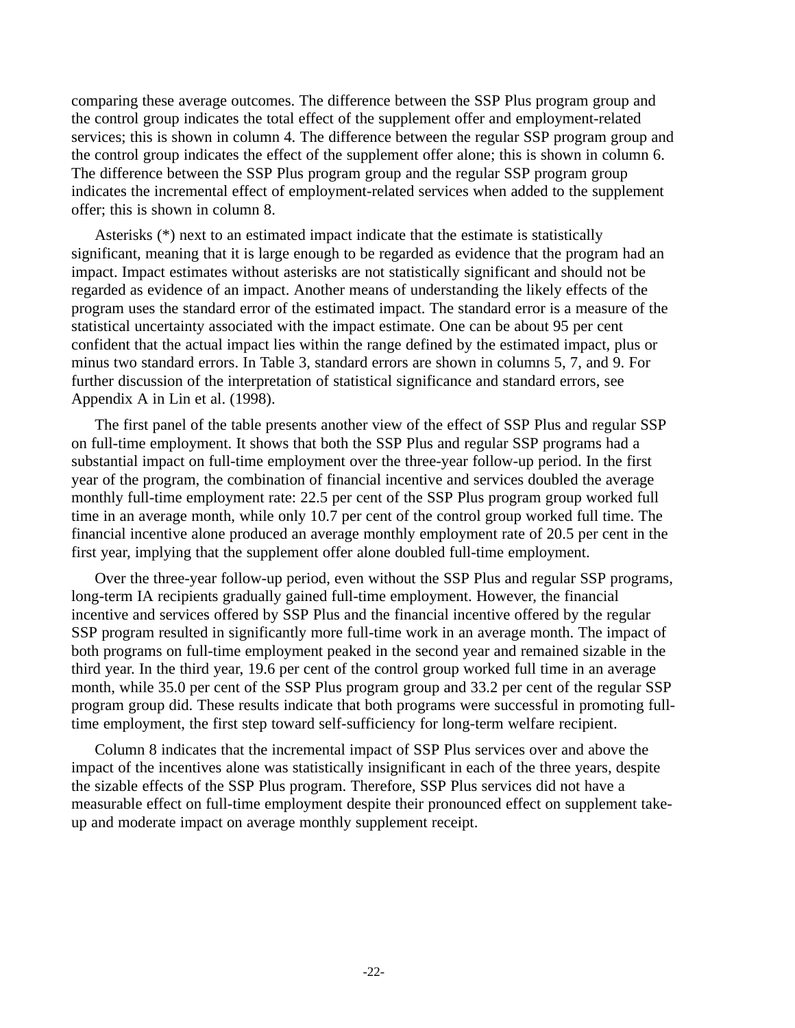comparing these average outcomes. The difference between the SSP Plus program group and the control group indicates the total effect of the supplement offer and employment-related services; this is shown in column 4. The difference between the regular SSP program group and the control group indicates the effect of the supplement offer alone; this is shown in column 6. The difference between the SSP Plus program group and the regular SSP program group indicates the incremental effect of employment-related services when added to the supplement offer; this is shown in column 8.

Asterisks (*) next to an estimated impact indicate that the estimate is statistically significant, meaning that it is large enough to be regarded as evidence that the program had an impact. Impact estimates without asterisks are not statistically significant and should not be regarded as evidence of an impact. Another means of understanding the likely effects of the program uses the standard error of the estimated impact. The standard error is a measure of the statistical uncertainty associated with the impact estimate. One can be about 95 per cent confident that the actual impact lies within the range defined by the estimated impact, plus or minus two standard errors. In Table 3, standard errors are shown in columns 5, 7, and 9. For further discussion of the interpretation of statistical significance and standard errors, see Appendix A in Lin et al. (1998).

The first panel of the table presents another view of the effect of SSP Plus and regular SSP on full-time employment. It shows that both the SSP Plus and regular SSP programs had a substantial impact on full-time employment over the three-year follow-up period. In the first year of the program, the combination of financial incentive and services doubled the average monthly full-time employment rate: 22.5 per cent of the SSP Plus program group worked full time in an average month, while only 10.7 per cent of the control group worked full time. The financial incentive alone produced an average monthly employment rate of 20.5 per cent in the first year, implying that the supplement offer alone doubled full-time employment.

Over the three-year follow-up period, even without the SSP Plus and regular SSP programs, long-term IA recipients gradually gained full-time employment. However, the financial incentive and services offered by SSP Plus and the financial incentive offered by the regular SSP program resulted in significantly more full-time work in an average month. The impact of both programs on full-time employment peaked in the second year and remained sizable in the third year. In the third year, 19.6 per cent of the control group worked full time in an average month, while 35.0 per cent of the SSP Plus program group and 33.2 per cent of the regular SSP program group did. These results indicate that both programs were successful in promoting full-time employment, the first step toward self-sufficiency for long-term welfare recipient.

Column 8 indicates that the incremental impact of SSP Plus services over and above the impact of the incentives alone was statistically insignificant in each of the three years, despite the sizable effects of the SSP Plus program. Therefore, SSP Plus services did not have a measurable effect on full-time employment despite their pronounced effect on supplement take-up and moderate impact on average monthly supplement receipt.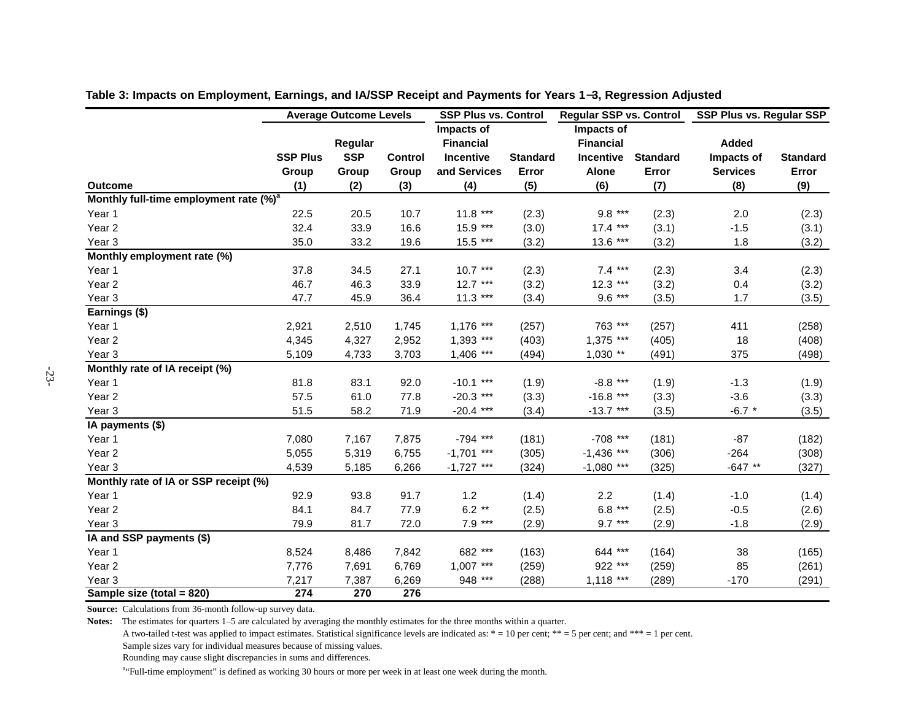**Table 3: Impacts on Employment, Earnings, and IA/SSP Receipt and Payments for Years 1–3, Regression Adjusted**

| | Average Outcome Levels | | | SSP Plus vs. Control | | Regular SSP vs. Control | | SSP Plus vs. Regular SSP | |
|---|---|---|---|---|---|---|---|---|---|
| Outcome | SSP Plus Group (1) | Regular SSP Group (2) | Control Group (3) | Impacts of Financial Incentive and Services (4) | Standard Error (5) | Impacts of Financial Incentive Alone (6) | Standard Error (7) | Added Impacts of Services (8) | Standard Error (9) |
| **Monthly full-time employment rate (%)[a]** | | | | | | | | | |
| Year 1 | 22.5 | 20.5 | 10.7 | 11.8 *** | (2.3) | 9.8 *** | (2.3) | 2.0 | (2.3) |
| Year 2 | 32.4 | 33.9 | 16.6 | 15.9 *** | (3.0) | 17.4 *** | (3.1) | -1.5 | (3.1) |
| Year 3 | 35.0 | 33.2 | 19.6 | 15.5 *** | (3.2) | 13.6 *** | (3.2) | 1.8 | (3.2) |
| **Monthly employment rate (%)** | | | | | | | | | |
| Year 1 | 37.8 | 34.5 | 27.1 | 10.7 *** | (2.3) | 7.4 *** | (2.3) | 3.4 | (2.3) |
| Year 2 | 46.7 | 46.3 | 33.9 | 12.7 *** | (3.2) | 12.3 *** | (3.2) | 0.4 | (3.2) |
| Year 3 | 47.7 | 45.9 | 36.4 | 11.3 *** | (3.4) | 9.6 *** | (3.5) | 1.7 | (3.5) |
| **Earnings ($)** | | | | | | | | | |
| Year 1 | 2,921 | 2,510 | 1,745 | 1,176 *** | (257) | 763 *** | (257) | 411 | (258) |
| Year 2 | 4,345 | 4,327 | 2,952 | 1,393 *** | (403) | 1,375 *** | (405) | 18 | (408) |
| Year 3 | 5,109 | 4,733 | 3,703 | 1,406 *** | (494) | 1,030 ** | (491) | 375 | (498) |
| **Monthly rate of IA receipt (%)** | | | | | | | | | |
| Year 1 | 81.8 | 83.1 | 92.0 | -10.1 *** | (1.9) | -8.8 *** | (1.9) | -1.3 | (1.9) |
| Year 2 | 57.5 | 61.0 | 77.8 | -20.3 *** | (3.3) | -16.8 *** | (3.3) | -3.6 | (3.3) |
| Year 3 | 51.5 | 58.2 | 71.9 | -20.4 *** | (3.4) | -13.7 *** | (3.5) | -6.7 * | (3.5) |
| **IA payments ($)** | | | | | | | | | |
| Year 1 | 7,080 | 7,167 | 7,875 | -794 *** | (181) | -708 *** | (181) | -87 | (182) |
| Year 2 | 5,055 | 5,319 | 6,755 | -1,701 *** | (305) | -1,436 *** | (306) | -264 | (308) |
| Year 3 | 4,539 | 5,185 | 6,266 | -1,727 *** | (324) | -1,080 *** | (325) | -647 ** | (327) |
| **Monthly rate of IA or SSP receipt (%)** | | | | | | | | | |
| Year 1 | 92.9 | 93.8 | 91.7 | 1.2 | (1.4) | 2.2 | (1.4) | -1.0 | (1.4) |
| Year 2 | 84.1 | 84.7 | 77.9 | 6.2 ** | (2.5) | 6.8 *** | (2.5) | -0.5 | (2.6) |
| Year 3 | 79.9 | 81.7 | 72.0 | 7.9 *** | (2.9) | 9.7 *** | (2.9) | -1.8 | (2.9) |
| **IA and SSP payments ($)** | | | | | | | | | |
| Year 1 | 8,524 | 8,486 | 7,842 | 682 *** | (163) | 644 *** | (164) | 38 | (165) |
| Year 2 | 7,776 | 7,691 | 6,769 | 1,007 *** | (259) | 922 *** | (259) | 85 | (261) |
| Year 3 | 7,217 | 7,387 | 6,269 | 948 *** | (288) | 1,118 *** | (289) | -170 | (291) |
| **Sample size (total = 820)** | **274** | **270** | **276** | | | | | | |

**Source:** Calculations from 36-month follow-up survey data.

**Notes:** The estimates for quarters 1–5 are calculated by averaging the monthly estimates for the three months within a quarter.

A two-tailed t-test was applied to impact estimates. Statistical significance levels are indicated as: * = 10 per cent; ** = 5 per cent; and *** = 1 per cent.

Sample sizes vary for individual measures because of missing values.

Rounding may cause slight discrepancies in sums and differences.

[a]"Full-time employment" is defined as working 30 hours or more per week in at least one week during the month.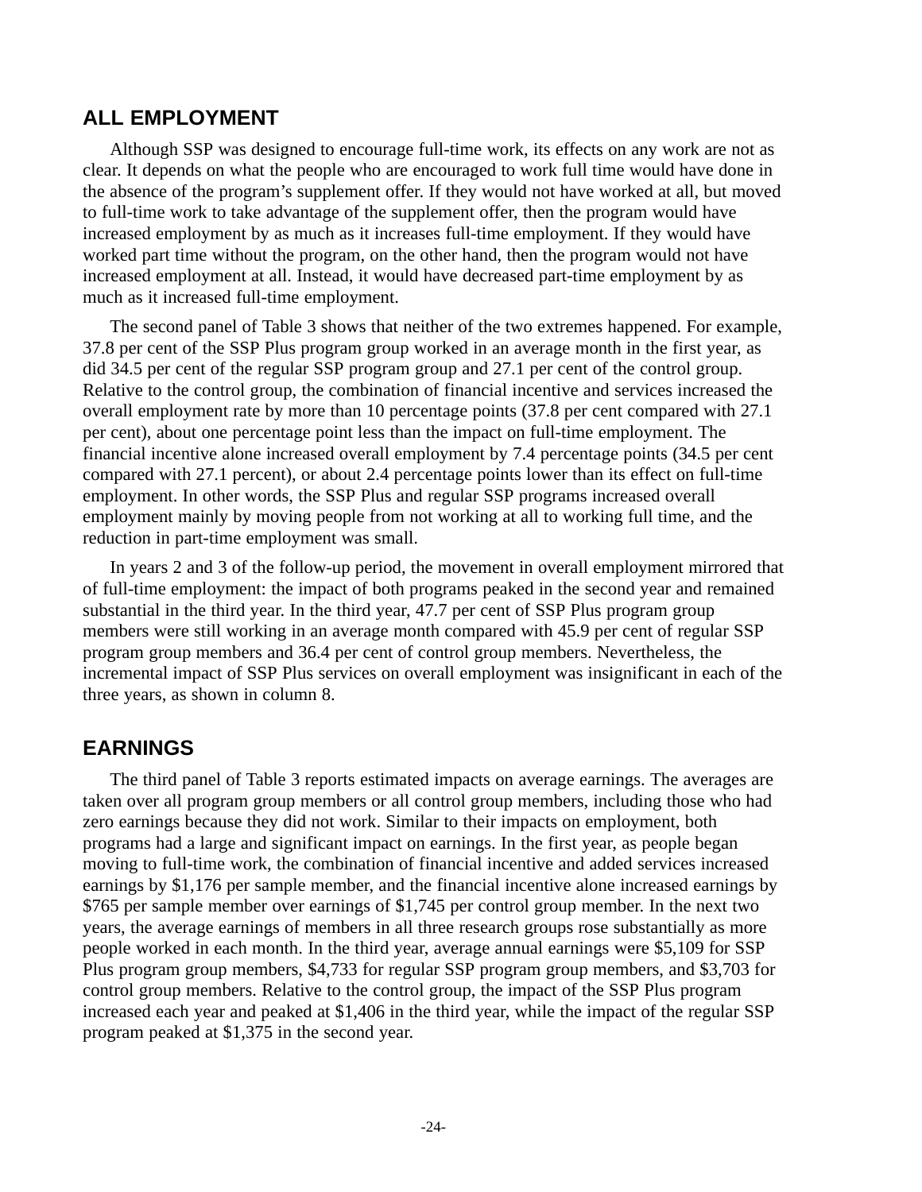## ALL EMPLOYMENT

Although SSP was designed to encourage full-time work, its effects on any work are not as clear. It depends on what the people who are encouraged to work full time would have done in the absence of the program's supplement offer. If they would not have worked at all, but moved to full-time work to take advantage of the supplement offer, then the program would have increased employment by as much as it increases full-time employment. If they would have worked part time without the program, on the other hand, then the program would not have increased employment at all. Instead, it would have decreased part-time employment by as much as it increased full-time employment.

The second panel of Table 3 shows that neither of the two extremes happened. For example, 37.8 per cent of the SSP Plus program group worked in an average month in the first year, as did 34.5 per cent of the regular SSP program group and 27.1 per cent of the control group. Relative to the control group, the combination of financial incentive and services increased the overall employment rate by more than 10 percentage points (37.8 per cent compared with 27.1 per cent), about one percentage point less than the impact on full-time employment. The financial incentive alone increased overall employment by 7.4 percentage points (34.5 per cent compared with 27.1 percent), or about 2.4 percentage points lower than its effect on full-time employment. In other words, the SSP Plus and regular SSP programs increased overall employment mainly by moving people from not working at all to working full time, and the reduction in part-time employment was small.

In years 2 and 3 of the follow-up period, the movement in overall employment mirrored that of full-time employment: the impact of both programs peaked in the second year and remained substantial in the third year. In the third year, 47.7 per cent of SSP Plus program group members were still working in an average month compared with 45.9 per cent of regular SSP program group members and 36.4 per cent of control group members. Nevertheless, the incremental impact of SSP Plus services on overall employment was insignificant in each of the three years, as shown in column 8.

## EARNINGS

The third panel of Table 3 reports estimated impacts on average earnings. The averages are taken over all program group members or all control group members, including those who had zero earnings because they did not work. Similar to their impacts on employment, both programs had a large and significant impact on earnings. In the first year, as people began moving to full-time work, the combination of financial incentive and added services increased earnings by $1,176 per sample member, and the financial incentive alone increased earnings by $765 per sample member over earnings of $1,745 per control group member. In the next two years, the average earnings of members in all three research groups rose substantially as more people worked in each month. In the third year, average annual earnings were $5,109 for SSP Plus program group members, $4,733 for regular SSP program group members, and $3,703 for control group members. Relative to the control group, the impact of the SSP Plus program increased each year and peaked at $1,406 in the third year, while the impact of the regular SSP program peaked at $1,375 in the second year.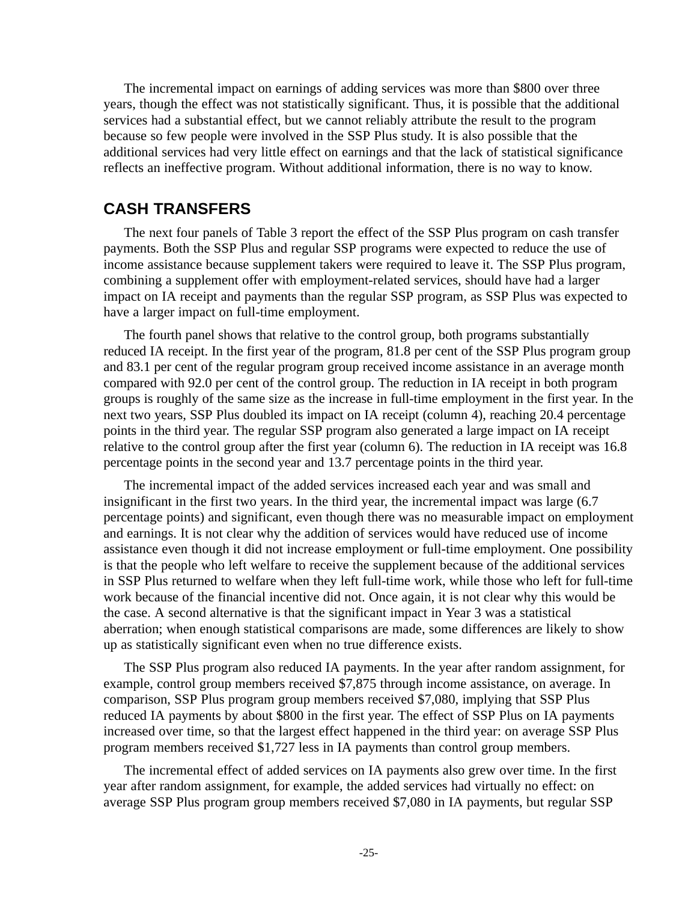The incremental impact on earnings of adding services was more than $800 over three years, though the effect was not statistically significant. Thus, it is possible that the additional services had a substantial effect, but we cannot reliably attribute the result to the program because so few people were involved in the SSP Plus study. It is also possible that the additional services had very little effect on earnings and that the lack of statistical significance reflects an ineffective program. Without additional information, there is no way to know.

## CASH TRANSFERS

The next four panels of Table 3 report the effect of the SSP Plus program on cash transfer payments. Both the SSP Plus and regular SSP programs were expected to reduce the use of income assistance because supplement takers were required to leave it. The SSP Plus program, combining a supplement offer with employment-related services, should have had a larger impact on IA receipt and payments than the regular SSP program, as SSP Plus was expected to have a larger impact on full-time employment.

The fourth panel shows that relative to the control group, both programs substantially reduced IA receipt. In the first year of the program, 81.8 per cent of the SSP Plus program group and 83.1 per cent of the regular program group received income assistance in an average month compared with 92.0 per cent of the control group. The reduction in IA receipt in both program groups is roughly of the same size as the increase in full-time employment in the first year. In the next two years, SSP Plus doubled its impact on IA receipt (column 4), reaching 20.4 percentage points in the third year. The regular SSP program also generated a large impact on IA receipt relative to the control group after the first year (column 6). The reduction in IA receipt was 16.8 percentage points in the second year and 13.7 percentage points in the third year.

The incremental impact of the added services increased each year and was small and insignificant in the first two years. In the third year, the incremental impact was large (6.7 percentage points) and significant, even though there was no measurable impact on employment and earnings. It is not clear why the addition of services would have reduced use of income assistance even though it did not increase employment or full-time employment. One possibility is that the people who left welfare to receive the supplement because of the additional services in SSP Plus returned to welfare when they left full-time work, while those who left for full-time work because of the financial incentive did not. Once again, it is not clear why this would be the case. A second alternative is that the significant impact in Year 3 was a statistical aberration; when enough statistical comparisons are made, some differences are likely to show up as statistically significant even when no true difference exists.

The SSP Plus program also reduced IA payments. In the year after random assignment, for example, control group members received $7,875 through income assistance, on average. In comparison, SSP Plus program group members received $7,080, implying that SSP Plus reduced IA payments by about $800 in the first year. The effect of SSP Plus on IA payments increased over time, so that the largest effect happened in the third year: on average SSP Plus program members received $1,727 less in IA payments than control group members.

The incremental effect of added services on IA payments also grew over time. In the first year after random assignment, for example, the added services had virtually no effect: on average SSP Plus program group members received $7,080 in IA payments, but regular SSP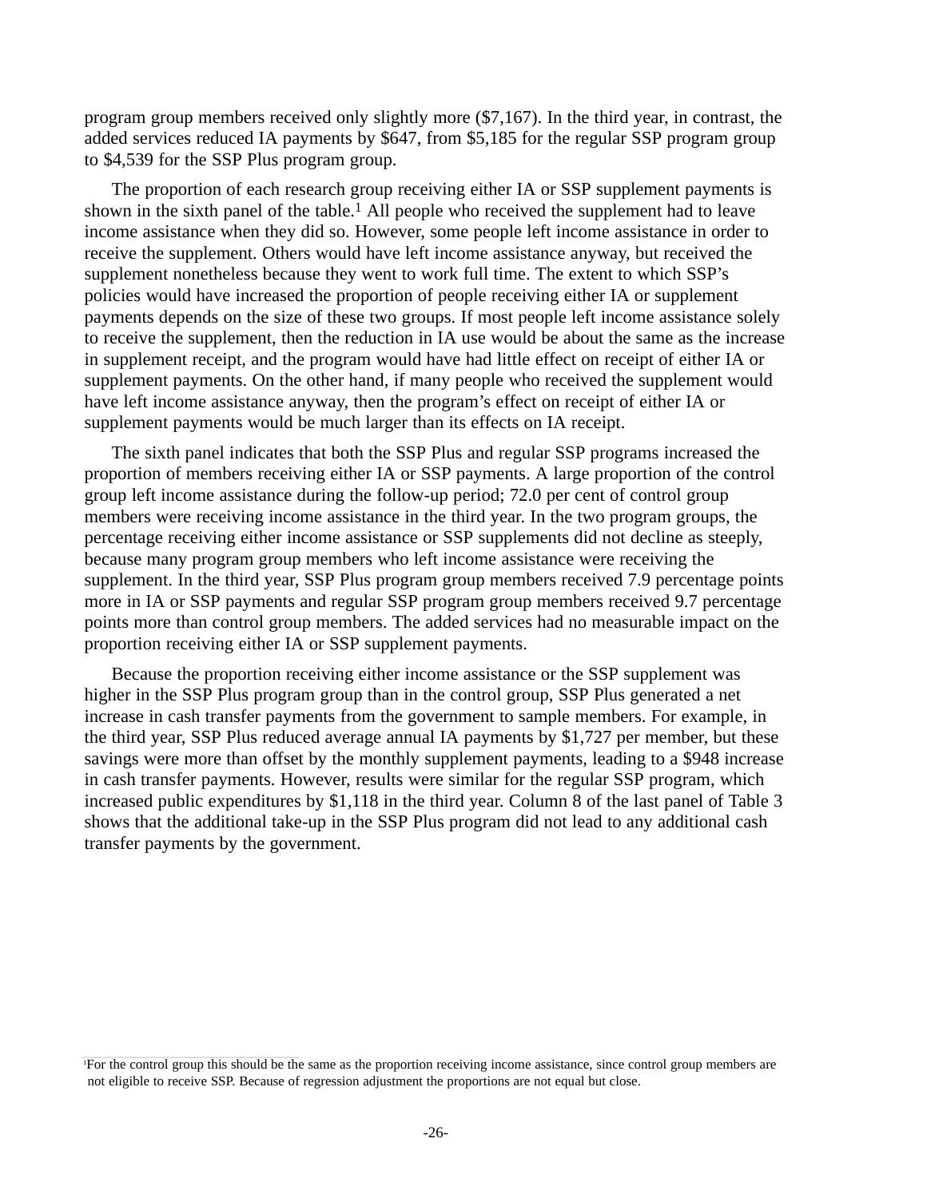program group members received only slightly more ($7,167). In the third year, in contrast, the added services reduced IA payments by $647, from $5,185 for the regular SSP program group to $4,539 for the SSP Plus program group.

The proportion of each research group receiving either IA or SSP supplement payments is shown in the sixth panel of the table.[1] All people who received the supplement had to leave income assistance when they did so. However, some people left income assistance in order to receive the supplement. Others would have left income assistance anyway, but received the supplement nonetheless because they went to work full time. The extent to which SSP's policies would have increased the proportion of people receiving either IA or supplement payments depends on the size of these two groups. If most people left income assistance solely to receive the supplement, then the reduction in IA use would be about the same as the increase in supplement receipt, and the program would have had little effect on receipt of either IA or supplement payments. On the other hand, if many people who received the supplement would have left income assistance anyway, then the program's effect on receipt of either IA or supplement payments would be much larger than its effects on IA receipt.

The sixth panel indicates that both the SSP Plus and regular SSP programs increased the proportion of members receiving either IA or SSP payments. A large proportion of the control group left income assistance during the follow-up period; 72.0 per cent of control group members were receiving income assistance in the third year. In the two program groups, the percentage receiving either income assistance or SSP supplements did not decline as steeply, because many program group members who left income assistance were receiving the supplement. In the third year, SSP Plus program group members received 7.9 percentage points more in IA or SSP payments and regular SSP program group members received 9.7 percentage points more than control group members. The added services had no measurable impact on the proportion receiving either IA or SSP supplement payments.

Because the proportion receiving either income assistance or the SSP supplement was higher in the SSP Plus program group than in the control group, SSP Plus generated a net increase in cash transfer payments from the government to sample members. For example, in the third year, SSP Plus reduced average annual IA payments by $1,727 per member, but these savings were more than offset by the monthly supplement payments, leading to a $948 increase in cash transfer payments. However, results were similar for the regular SSP program, which increased public expenditures by $1,118 in the third year. Column 8 of the last panel of Table 3 shows that the additional take-up in the SSP Plus program did not lead to any additional cash transfer payments by the government.

---

[1] For the control group this should be the same as the proportion receiving income assistance, since control group members are not eligible to receive SSP. Because of regression adjustment the proportions are not equal but close.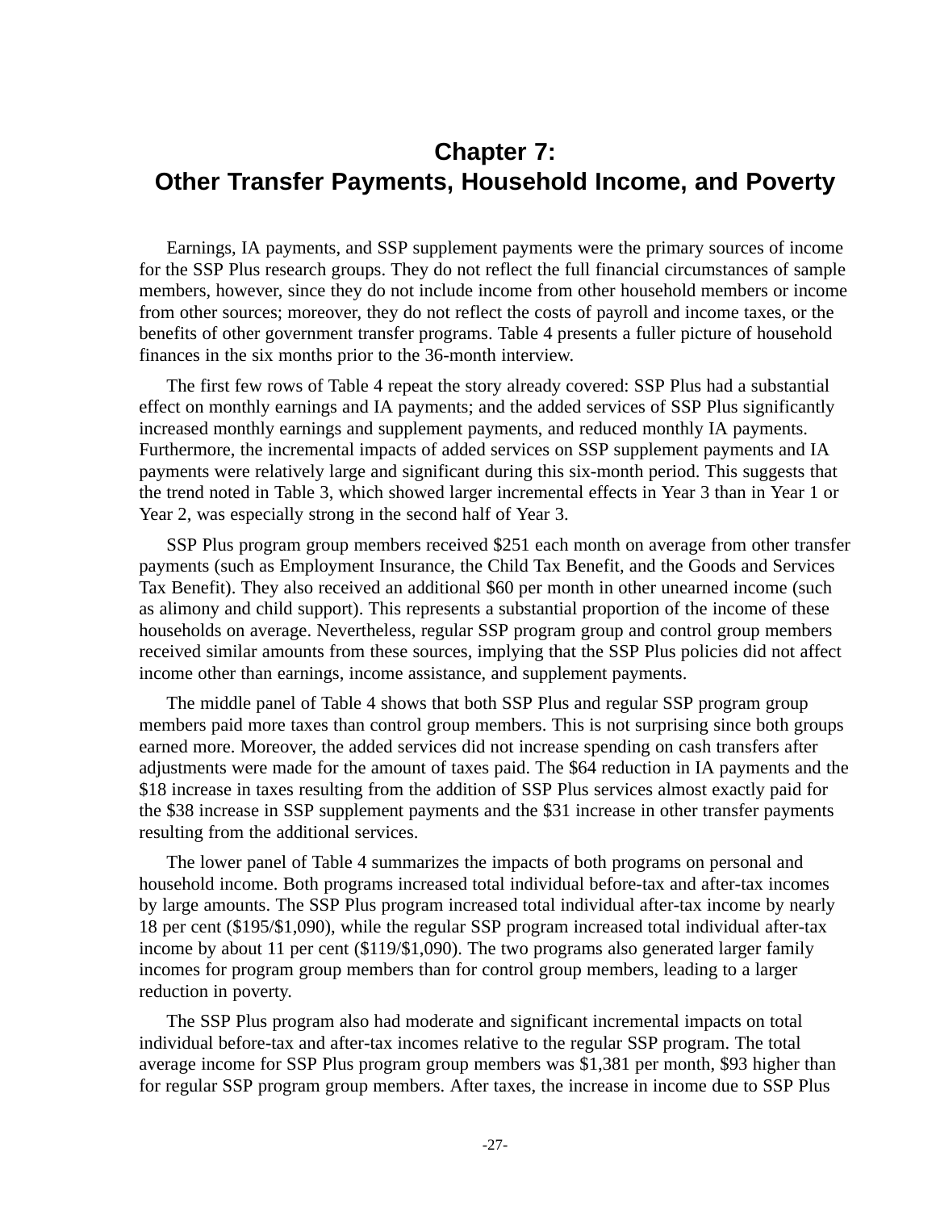# Chapter 7:
# Other Transfer Payments, Household Income, and Poverty

Earnings, IA payments, and SSP supplement payments were the primary sources of income for the SSP Plus research groups. They do not reflect the full financial circumstances of sample members, however, since they do not include income from other household members or income from other sources; moreover, they do not reflect the costs of payroll and income taxes, or the benefits of other government transfer programs. Table 4 presents a fuller picture of household finances in the six months prior to the 36-month interview.

The first few rows of Table 4 repeat the story already covered: SSP Plus had a substantial effect on monthly earnings and IA payments; and the added services of SSP Plus significantly increased monthly earnings and supplement payments, and reduced monthly IA payments. Furthermore, the incremental impacts of added services on SSP supplement payments and IA payments were relatively large and significant during this six-month period. This suggests that the trend noted in Table 3, which showed larger incremental effects in Year 3 than in Year 1 or Year 2, was especially strong in the second half of Year 3.

SSP Plus program group members received $251 each month on average from other transfer payments (such as Employment Insurance, the Child Tax Benefit, and the Goods and Services Tax Benefit). They also received an additional $60 per month in other unearned income (such as alimony and child support). This represents a substantial proportion of the income of these households on average. Nevertheless, regular SSP program group and control group members received similar amounts from these sources, implying that the SSP Plus policies did not affect income other than earnings, income assistance, and supplement payments.

The middle panel of Table 4 shows that both SSP Plus and regular SSP program group members paid more taxes than control group members. This is not surprising since both groups earned more. Moreover, the added services did not increase spending on cash transfers after adjustments were made for the amount of taxes paid. The $64 reduction in IA payments and the $18 increase in taxes resulting from the addition of SSP Plus services almost exactly paid for the $38 increase in SSP supplement payments and the $31 increase in other transfer payments resulting from the additional services.

The lower panel of Table 4 summarizes the impacts of both programs on personal and household income. Both programs increased total individual before-tax and after-tax incomes by large amounts. The SSP Plus program increased total individual after-tax income by nearly 18 per cent ($195/$1,090), while the regular SSP program increased total individual after-tax income by about 11 per cent ($119/$1,090). The two programs also generated larger family incomes for program group members than for control group members, leading to a larger reduction in poverty.

The SSP Plus program also had moderate and significant incremental impacts on total individual before-tax and after-tax incomes relative to the regular SSP program. The total average income for SSP Plus program group members was $1,381 per month, $93 higher than for regular SSP program group members. After taxes, the increase in income due to SSP Plus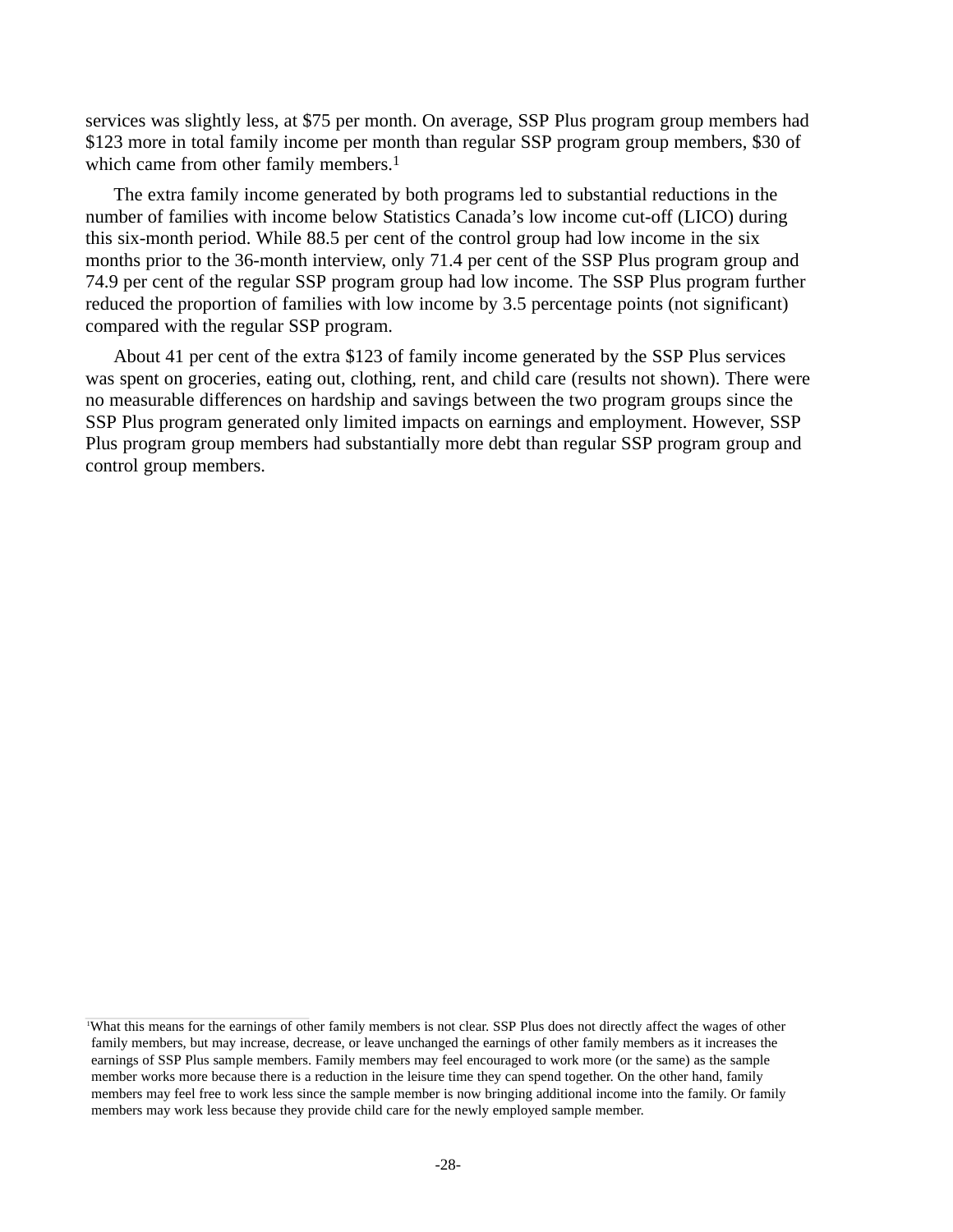services was slightly less, at $75 per month. On average, SSP Plus program group members had $123 more in total family income per month than regular SSP program group members, $30 of which came from other family members.[1]

The extra family income generated by both programs led to substantial reductions in the number of families with income below Statistics Canada's low income cut-off (LICO) during this six-month period. While 88.5 per cent of the control group had low income in the six months prior to the 36-month interview, only 71.4 per cent of the SSP Plus program group and 74.9 per cent of the regular SSP program group had low income. The SSP Plus program further reduced the proportion of families with low income by 3.5 percentage points (not significant) compared with the regular SSP program.

About 41 per cent of the extra $123 of family income generated by the SSP Plus services was spent on groceries, eating out, clothing, rent, and child care (results not shown). There were no measurable differences on hardship and savings between the two program groups since the SSP Plus program generated only limited impacts on earnings and employment. However, SSP Plus program group members had substantially more debt than regular SSP program group and control group members.

---

[1]What this means for the earnings of other family members is not clear. SSP Plus does not directly affect the wages of other family members, but may increase, decrease, or leave unchanged the earnings of other family members as it increases the earnings of SSP Plus sample members. Family members may feel encouraged to work more (or the same) as the sample member works more because there is a reduction in the leisure time they can spend together. On the other hand, family members may feel free to work less since the sample member is now bringing additional income into the family. Or family members may work less because they provide child care for the newly employed sample member.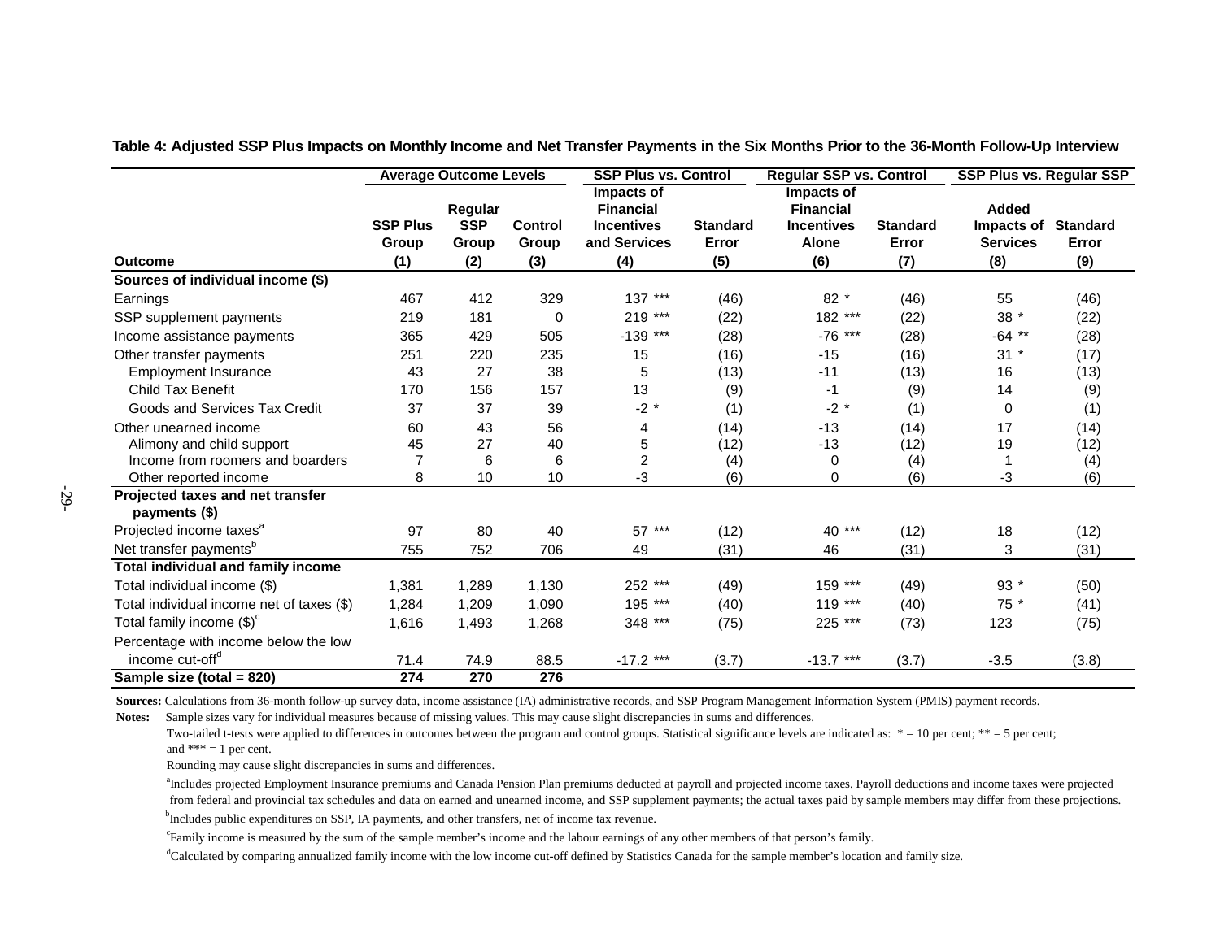**Table 4: Adjusted SSP Plus Impacts on Monthly Income and Net Transfer Payments in the Six Months Prior to the 36-Month Follow-Up Interview**

| | Average Outcome Levels | | | SSP Plus vs. Control | | Regular SSP vs. Control | | SSP Plus vs. Regular SSP | |
|---|---|---|---|---|---|---|---|---|---|
| Outcome | SSP Plus Group (1) | Regular SSP Group (2) | Control Group (3) | Impacts of Financial Incentives and Services (4) | Standard Error (5) | Impacts of Financial Incentives Alone (6) | Standard Error (7) | Added Impacts of Services (8) | Standard Error (9) |
| **Sources of individual income ($)** | | | | | | | | | |
| Earnings | 467 | 412 | 329 | 137 *** | (46) | 82 * | (46) | 55 | (46) |
| SSP supplement payments | 219 | 181 | 0 | 219 *** | (22) | 182 *** | (22) | 38 * | (22) |
| Income assistance payments | 365 | 429 | 505 | -139 *** | (28) | -76 *** | (28) | -64 ** | (28) |
| Other transfer payments | 251 | 220 | 235 | 15 | (16) | -15 | (16) | 31 * | (17) |
| Employment Insurance | 43 | 27 | 38 | 5 | (13) | -11 | (13) | 16 | (13) |
| Child Tax Benefit | 170 | 156 | 157 | 13 | (9) | -1 | (9) | 14 | (9) |
| Goods and Services Tax Credit | 37 | 37 | 39 | -2 * | (1) | -2 * | (1) | 0 | (1) |
| Other unearned income | 60 | 43 | 56 | 4 | (14) | -13 | (14) | 17 | (14) |
| Alimony and child support | 45 | 27 | 40 | 5 | (12) | -13 | (12) | 19 | (12) |
| Income from roomers and boarders | 7 | 6 | 6 | 2 | (4) | 0 | (4) | 1 | (4) |
| Other reported income | 8 | 10 | 10 | -3 | (6) | 0 | (6) | -3 | (6) |
| **Projected taxes and net transfer payments ($)** | | | | | | | | | |
| Projected income taxes[a] | 97 | 80 | 40 | 57 *** | (12) | 40 *** | (12) | 18 | (12) |
| Net transfer payments[b] | 755 | 752 | 706 | 49 | (31) | 46 | (31) | 3 | (31) |
| **Total individual and family income** | | | | | | | | | |
| Total individual income ($) | 1,381 | 1,289 | 1,130 | 252 *** | (49) | 159 *** | (49) | 93 * | (50) |
| Total individual income net of taxes ($) | 1,284 | 1,209 | 1,090 | 195 *** | (40) | 119 *** | (40) | 75 * | (41) |
| Total family income ($)[c] | 1,616 | 1,493 | 1,268 | 348 *** | (75) | 225 *** | (73) | 123 | (75) |
| Percentage with income below the low income cut-off[d] | 71.4 | 74.9 | 88.5 | -17.2 *** | (3.7) | -13.7 *** | (3.7) | -3.5 | (3.8) |
| **Sample size (total = 820)** | **274** | **270** | **276** | | | | | | |

**Sources:** Calculations from 36-month follow-up survey data, income assistance (IA) administrative records, and SSP Program Management Information System (PMIS) payment records.

**Notes:** Sample sizes vary for individual measures because of missing values. This may cause slight discrepancies in sums and differences.

Two-tailed t-tests were applied to differences in outcomes between the program and control groups. Statistical significance levels are indicated as: * = 10 per cent; ** = 5 per cent; and *** = 1 per cent.

Rounding may cause slight discrepancies in sums and differences.

[a]Includes projected Employment Insurance premiums and Canada Pension Plan premiums deducted at payroll and projected income taxes. Payroll deductions and income taxes were projected from federal and provincial tax schedules and data on earned and unearned income, and SSP supplement payments; the actual taxes paid by sample members may differ from these projections.

[b]Includes public expenditures on SSP, IA payments, and other transfers, net of income tax revenue.

[c]Family income is measured by the sum of the sample member's income and the labour earnings of any other members of that person's family.

[d]Calculated by comparing annualized family income with the low income cut-off defined by Statistics Canada for the sample member's location and family size.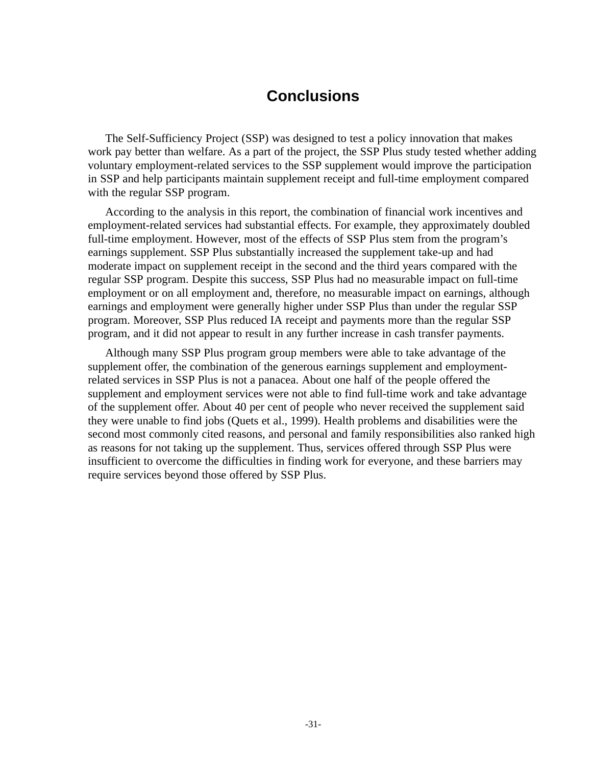# Conclusions

The Self-Sufficiency Project (SSP) was designed to test a policy innovation that makes work pay better than welfare. As a part of the project, the SSP Plus study tested whether adding voluntary employment-related services to the SSP supplement would improve the participation in SSP and help participants maintain supplement receipt and full-time employment compared with the regular SSP program.

According to the analysis in this report, the combination of financial work incentives and employment-related services had substantial effects. For example, they approximately doubled full-time employment. However, most of the effects of SSP Plus stem from the program's earnings supplement. SSP Plus substantially increased the supplement take-up and had moderate impact on supplement receipt in the second and the third years compared with the regular SSP program. Despite this success, SSP Plus had no measurable impact on full-time employment or on all employment and, therefore, no measurable impact on earnings, although earnings and employment were generally higher under SSP Plus than under the regular SSP program. Moreover, SSP Plus reduced IA receipt and payments more than the regular SSP program, and it did not appear to result in any further increase in cash transfer payments.

Although many SSP Plus program group members were able to take advantage of the supplement offer, the combination of the generous earnings supplement and employment-related services in SSP Plus is not a panacea. About one half of the people offered the supplement and employment services were not able to find full-time work and take advantage of the supplement offer. About 40 per cent of people who never received the supplement said they were unable to find jobs (Quets et al., 1999). Health problems and disabilities were the second most commonly cited reasons, and personal and family responsibilities also ranked high as reasons for not taking up the supplement. Thus, services offered through SSP Plus were insufficient to overcome the difficulties in finding work for everyone, and these barriers may require services beyond those offered by SSP Plus.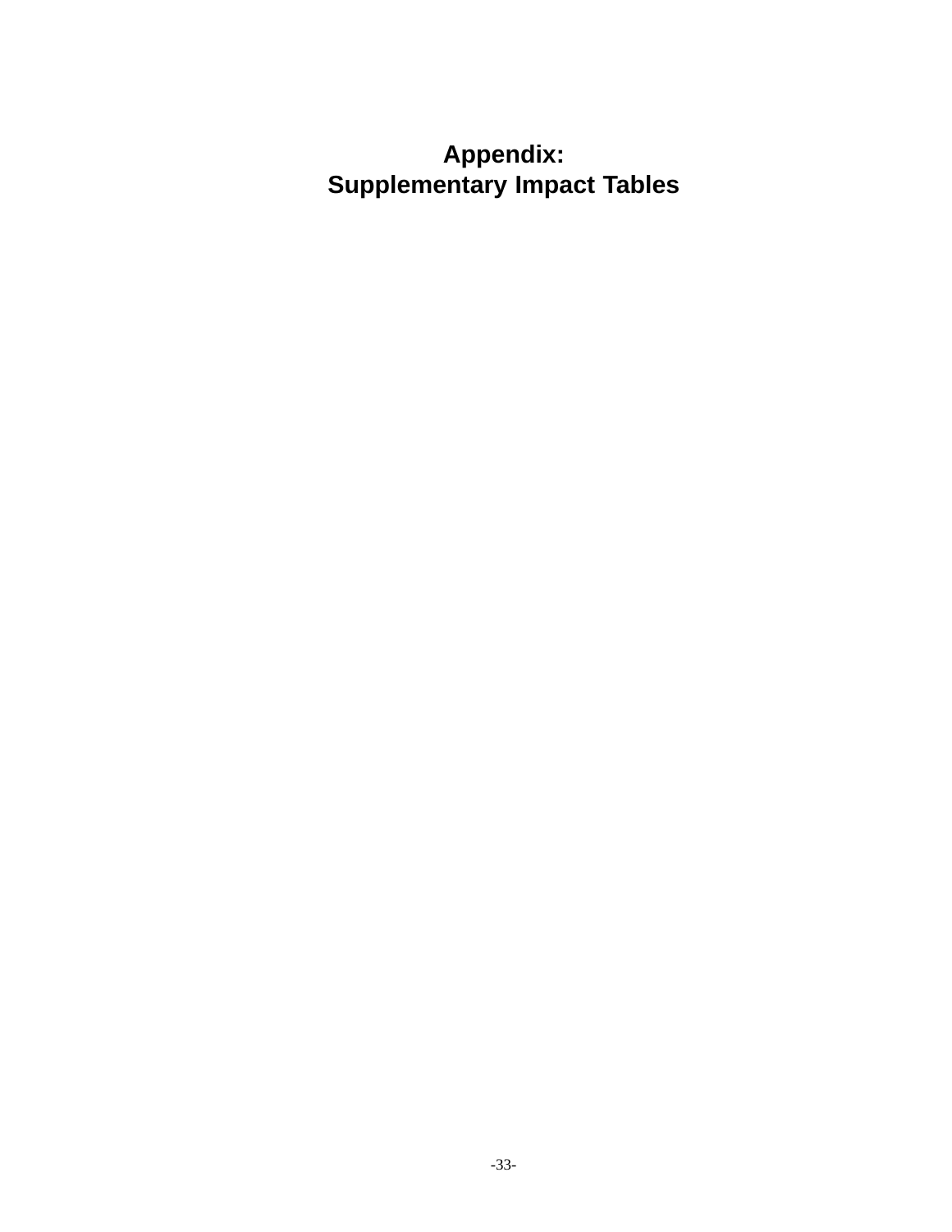# Appendix:
# Supplementary Impact Tables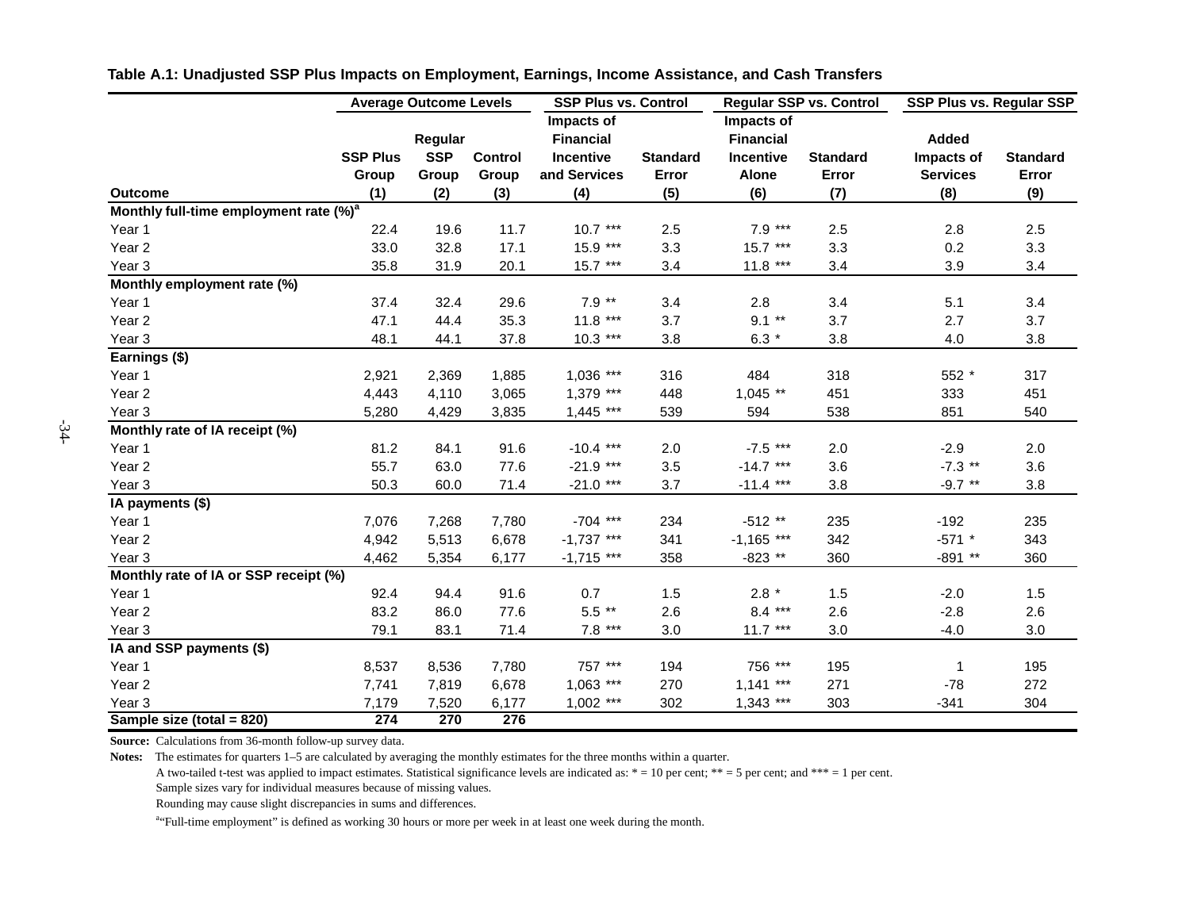**Table A.1: Unadjusted SSP Plus Impacts on Employment, Earnings, Income Assistance, and Cash Transfers**

| | Average Outcome Levels | | | SSP Plus vs. Control | | Regular SSP vs. Control | | SSP Plus vs. Regular SSP | |
|---|---|---|---|---|---|---|---|---|---|
| Outcome | SSP Plus Group (1) | Regular SSP Group (2) | Control Group (3) | Impacts of Financial Incentive and Services (4) | Standard Error (5) | Impacts of Financial Incentive Alone (6) | Standard Error (7) | Added Impacts of Services (8) | Standard Error (9) |
| **Monthly full-time employment rate (%)[a]** | | | | | | | | | |
| Year 1 | 22.4 | 19.6 | 11.7 | 10.7 *** | 2.5 | 7.9 *** | 2.5 | 2.8 | 2.5 |
| Year 2 | 33.0 | 32.8 | 17.1 | 15.9 *** | 3.3 | 15.7 *** | 3.3 | 0.2 | 3.3 |
| Year 3 | 35.8 | 31.9 | 20.1 | 15.7 *** | 3.4 | 11.8 *** | 3.4 | 3.9 | 3.4 |
| **Monthly employment rate (%)** | | | | | | | | | |
| Year 1 | 37.4 | 32.4 | 29.6 | 7.9 ** | 3.4 | 2.8 | 3.4 | 5.1 | 3.4 |
| Year 2 | 47.1 | 44.4 | 35.3 | 11.8 *** | 3.7 | 9.1 ** | 3.7 | 2.7 | 3.7 |
| Year 3 | 48.1 | 44.1 | 37.8 | 10.3 *** | 3.8 | 6.3 * | 3.8 | 4.0 | 3.8 |
| **Earnings ($)** | | | | | | | | | |
| Year 1 | 2,921 | 2,369 | 1,885 | 1,036 *** | 316 | 484 | 318 | 552 * | 317 |
| Year 2 | 4,443 | 4,110 | 3,065 | 1,379 *** | 448 | 1,045 ** | 451 | 333 | 451 |
| Year 3 | 5,280 | 4,429 | 3,835 | 1,445 *** | 539 | 594 | 538 | 851 | 540 |
| **Monthly rate of IA receipt (%)** | | | | | | | | | |
| Year 1 | 81.2 | 84.1 | 91.6 | -10.4 *** | 2.0 | -7.5 *** | 2.0 | -2.9 | 2.0 |
| Year 2 | 55.7 | 63.0 | 77.6 | -21.9 *** | 3.5 | -14.7 *** | 3.6 | -7.3 ** | 3.6 |
| Year 3 | 50.3 | 60.0 | 71.4 | -21.0 *** | 3.7 | -11.4 *** | 3.8 | -9.7 ** | 3.8 |
| **IA payments ($)** | | | | | | | | | |
| Year 1 | 7,076 | 7,268 | 7,780 | -704 *** | 234 | -512 ** | 235 | -192 | 235 |
| Year 2 | 4,942 | 5,513 | 6,678 | -1,737 *** | 341 | -1,165 *** | 342 | -571 * | 343 |
| Year 3 | 4,462 | 5,354 | 6,177 | -1,715 *** | 358 | -823 ** | 360 | -891 ** | 360 |
| **Monthly rate of IA or SSP receipt (%)** | | | | | | | | | |
| Year 1 | 92.4 | 94.4 | 91.6 | 0.7 | 1.5 | 2.8 * | 1.5 | -2.0 | 1.5 |
| Year 2 | 83.2 | 86.0 | 77.6 | 5.5 ** | 2.6 | 8.4 *** | 2.6 | -2.8 | 2.6 |
| Year 3 | 79.1 | 83.1 | 71.4 | 7.8 *** | 3.0 | 11.7 *** | 3.0 | -4.0 | 3.0 |
| **IA and SSP payments ($)** | | | | | | | | | |
| Year 1 | 8,537 | 8,536 | 7,780 | 757 *** | 194 | 756 *** | 195 | 1 | 195 |
| Year 2 | 7,741 | 7,819 | 6,678 | 1,063 *** | 270 | 1,141 *** | 271 | -78 | 272 |
| Year 3 | 7,179 | 7,520 | 6,177 | 1,002 *** | 302 | 1,343 *** | 303 | -341 | 304 |
| **Sample size (total = 820)** | **274** | **270** | **276** | | | | | | |

**Source:** Calculations from 36-month follow-up survey data.

**Notes:** The estimates for quarters 1–5 are calculated by averaging the monthly estimates for the three months within a quarter.

A two-tailed t-test was applied to impact estimates. Statistical significance levels are indicated as: * = 10 per cent; ** = 5 per cent; and *** = 1 per cent.

Sample sizes vary for individual measures because of missing values.

Rounding may cause slight discrepancies in sums and differences.

[a]"Full-time employment" is defined as working 30 hours or more per week in at least one week during the month.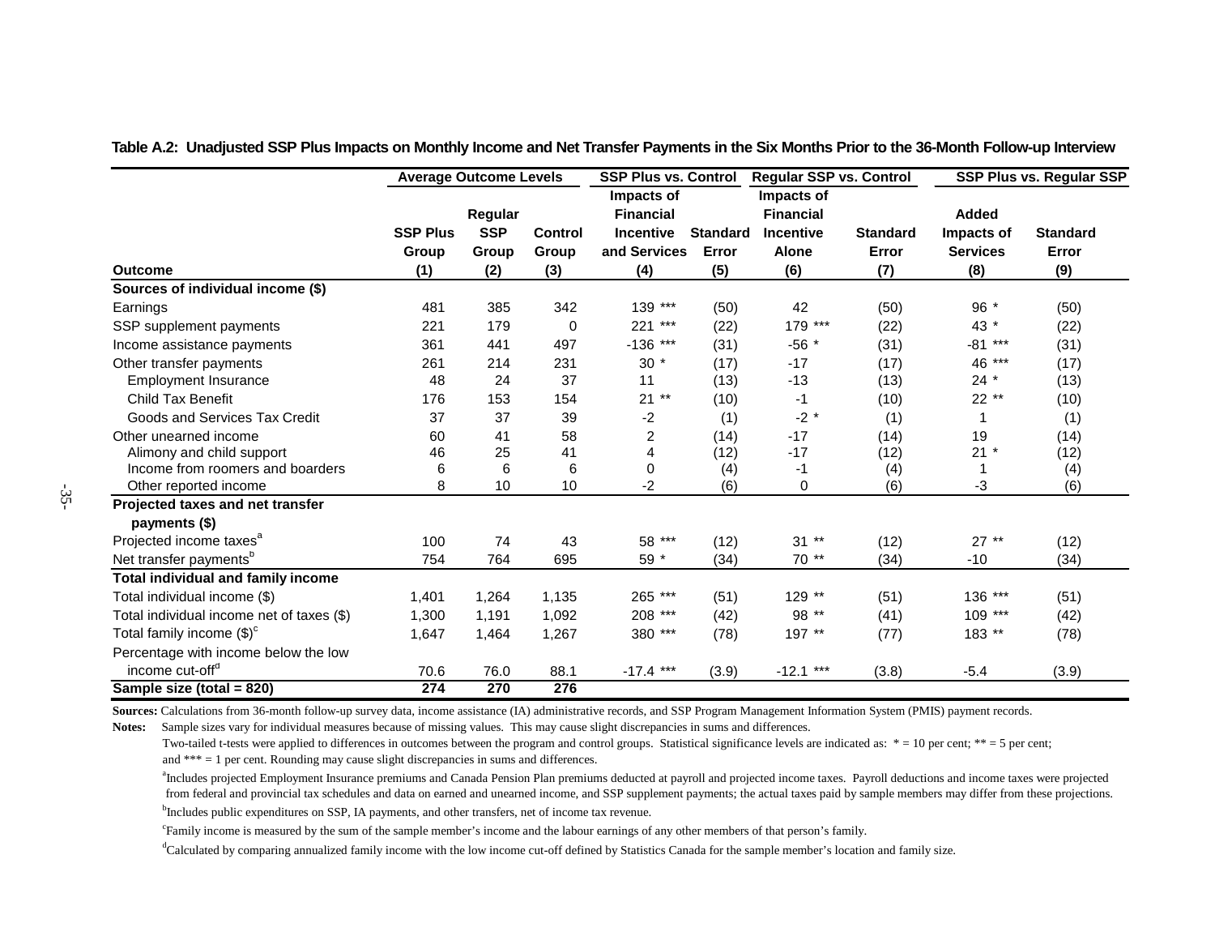**Table A.2: Unadjusted SSP Plus Impacts on Monthly Income and Net Transfer Payments in the Six Months Prior to the 36-Month Follow-up Interview**

| | Average Outcome Levels | | | SSP Plus vs. Control | | Regular SSP vs. Control | | SSP Plus vs. Regular SSP | |
|---|---|---|---|---|---|---|---|---|---|
| Outcome | SSP Plus Group (1) | Regular SSP Group (2) | Control Group (3) | Impacts of Financial Incentive and Services (4) | Standard Error (5) | Impacts of Financial Incentive Alone (6) | Standard Error (7) | Added Impacts of Services (8) | Standard Error (9) |
| **Sources of individual income ($)** | | | | | | | | | |
| Earnings | 481 | 385 | 342 | 139 *** | (50) | 42 | (50) | 96 * | (50) |
| SSP supplement payments | 221 | 179 | 0 | 221 *** | (22) | 179 *** | (22) | 43 * | (22) |
| Income assistance payments | 361 | 441 | 497 | -136 *** | (31) | -56 * | (31) | -81 *** | (31) |
| Other transfer payments | 261 | 214 | 231 | 30 * | (17) | -17 | (17) | 46 *** | (17) |
| Employment Insurance | 48 | 24 | 37 | 11 | (13) | -13 | (13) | 24 * | (13) |
| Child Tax Benefit | 176 | 153 | 154 | 21 ** | (10) | -1 | (10) | 22 ** | (10) |
| Goods and Services Tax Credit | 37 | 37 | 39 | -2 | (1) | -2 * | (1) | 1 | (1) |
| Other unearned income | 60 | 41 | 58 | 2 | (14) | -17 | (14) | 19 | (14) |
| Alimony and child support | 46 | 25 | 41 | 4 | (12) | -17 | (12) | 21 * | (12) |
| Income from roomers and boarders | 6 | 6 | 6 | 0 | (4) | -1 | (4) | 1 | (4) |
| Other reported income | 8 | 10 | 10 | -2 | (6) | 0 | (6) | -3 | (6) |
| **Projected taxes and net transfer payments ($)** | | | | | | | | | |
| Projected income taxes[a] | 100 | 74 | 43 | 58 *** | (12) | 31 ** | (12) | 27 ** | (12) |
| Net transfer payments[b] | 754 | 764 | 695 | 59 * | (34) | 70 ** | (34) | -10 | (34) |
| **Total individual and family income** | | | | | | | | | |
| Total individual income ($) | 1,401 | 1,264 | 1,135 | 265 *** | (51) | 129 ** | (51) | 136 *** | (51) |
| Total individual income net of taxes ($) | 1,300 | 1,191 | 1,092 | 208 *** | (42) | 98 ** | (41) | 109 *** | (42) |
| Total family income ($)[c] | 1,647 | 1,464 | 1,267 | 380 *** | (78) | 197 ** | (77) | 183 ** | (78) |
| Percentage with income below the low income cut-off[d] | 70.6 | 76.0 | 88.1 | -17.4 *** | (3.9) | -12.1 *** | (3.8) | -5.4 | (3.9) |
| **Sample size (total = 820)** | **274** | **270** | **276** | | | | | | |

**Sources:** Calculations from 36-month follow-up survey data, income assistance (IA) administrative records, and SSP Program Management Information System (PMIS) payment records.

**Notes:** Sample sizes vary for individual measures because of missing values. This may cause slight discrepancies in sums and differences.

Two-tailed t-tests were applied to differences in outcomes between the program and control groups. Statistical significance levels are indicated as: * = 10 per cent; ** = 5 per cent; and *** = 1 per cent. Rounding may cause slight discrepancies in sums and differences.

[a]Includes projected Employment Insurance premiums and Canada Pension Plan premiums deducted at payroll and projected income taxes. Payroll deductions and income taxes were projected from federal and provincial tax schedules and data on earned and unearned income, and SSP supplement payments; the actual taxes paid by sample members may differ from these projections.

[b]Includes public expenditures on SSP, IA payments, and other transfers, net of income tax revenue.

[c]Family income is measured by the sum of the sample member's income and the labour earnings of any other members of that person's family.

[d]Calculated by comparing annualized family income with the low income cut-off defined by Statistics Canada for the sample member's location and family size.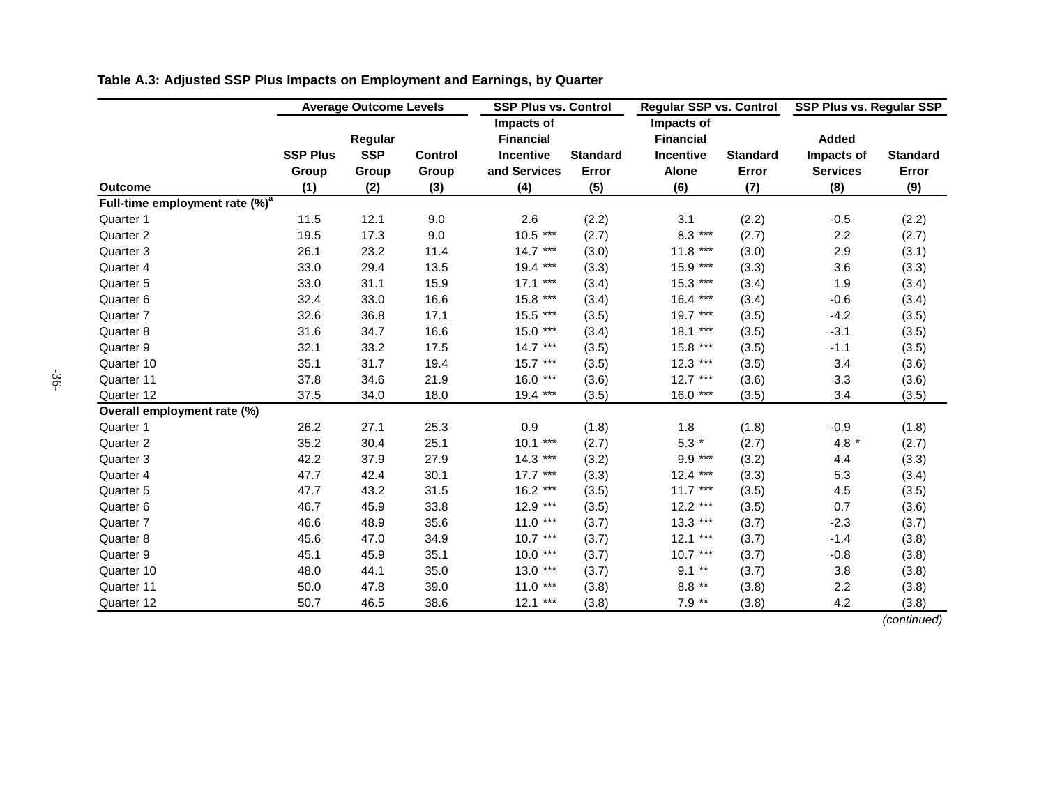**Table A.3: Adjusted SSP Plus Impacts on Employment and Earnings, by Quarter**

| | Average Outcome Levels | | | SSP Plus vs. Control | | Regular SSP vs. Control | | SSP Plus vs. Regular SSP | |
|---|---|---|---|---|---|---|---|---|---|
| Outcome | SSP Plus Group (1) | Regular SSP Group (2) | Control Group (3) | Impacts of Financial Incentive and Services (4) | Standard Error (5) | Impacts of Financial Incentive Alone (6) | Standard Error (7) | Added Impacts of Services (8) | Standard Error (9) |
| **Full-time employment rate (%)**[a] | | | | | | | | | |
| Quarter 1 | 11.5 | 12.1 | 9.0 | 2.6 | (2.2) | 3.1 | (2.2) | -0.5 | (2.2) |
| Quarter 2 | 19.5 | 17.3 | 9.0 | 10.5 *** | (2.7) | 8.3 *** | (2.7) | 2.2 | (2.7) |
| Quarter 3 | 26.1 | 23.2 | 11.4 | 14.7 *** | (3.0) | 11.8 *** | (3.0) | 2.9 | (3.1) |
| Quarter 4 | 33.0 | 29.4 | 13.5 | 19.4 *** | (3.3) | 15.9 *** | (3.3) | 3.6 | (3.3) |
| Quarter 5 | 33.0 | 31.1 | 15.9 | 17.1 *** | (3.4) | 15.3 *** | (3.4) | 1.9 | (3.4) |
| Quarter 6 | 32.4 | 33.0 | 16.6 | 15.8 *** | (3.4) | 16.4 *** | (3.4) | -0.6 | (3.4) |
| Quarter 7 | 32.6 | 36.8 | 17.1 | 15.5 *** | (3.5) | 19.7 *** | (3.5) | -4.2 | (3.5) |
| Quarter 8 | 31.6 | 34.7 | 16.6 | 15.0 *** | (3.4) | 18.1 *** | (3.5) | -3.1 | (3.5) |
| Quarter 9 | 32.1 | 33.2 | 17.5 | 14.7 *** | (3.5) | 15.8 *** | (3.5) | -1.1 | (3.5) |
| Quarter 10 | 35.1 | 31.7 | 19.4 | 15.7 *** | (3.5) | 12.3 *** | (3.5) | 3.4 | (3.6) |
| Quarter 11 | 37.8 | 34.6 | 21.9 | 16.0 *** | (3.6) | 12.7 *** | (3.6) | 3.3 | (3.6) |
| Quarter 12 | 37.5 | 34.0 | 18.0 | 19.4 *** | (3.5) | 16.0 *** | (3.5) | 3.4 | (3.5) |
| **Overall employment rate (%)** | | | | | | | | | |
| Quarter 1 | 26.2 | 27.1 | 25.3 | 0.9 | (1.8) | 1.8 | (1.8) | -0.9 | (1.8) |
| Quarter 2 | 35.2 | 30.4 | 25.1 | 10.1 *** | (2.7) | 5.3 * | (2.7) | 4.8 * | (2.7) |
| Quarter 3 | 42.2 | 37.9 | 27.9 | 14.3 *** | (3.2) | 9.9 *** | (3.2) | 4.4 | (3.3) |
| Quarter 4 | 47.7 | 42.4 | 30.1 | 17.7 *** | (3.3) | 12.4 *** | (3.3) | 5.3 | (3.4) |
| Quarter 5 | 47.7 | 43.2 | 31.5 | 16.2 *** | (3.5) | 11.7 *** | (3.5) | 4.5 | (3.5) |
| Quarter 6 | 46.7 | 45.9 | 33.8 | 12.9 *** | (3.5) | 12.2 *** | (3.5) | 0.7 | (3.6) |
| Quarter 7 | 46.6 | 48.9 | 35.6 | 11.0 *** | (3.7) | 13.3 *** | (3.7) | -2.3 | (3.7) |
| Quarter 8 | 45.6 | 47.0 | 34.9 | 10.7 *** | (3.7) | 12.1 *** | (3.7) | -1.4 | (3.8) |
| Quarter 9 | 45.1 | 45.9 | 35.1 | 10.0 *** | (3.7) | 10.7 *** | (3.7) | -0.8 | (3.8) |
| Quarter 10 | 48.0 | 44.1 | 35.0 | 13.0 *** | (3.7) | 9.1 ** | (3.7) | 3.8 | (3.8) |
| Quarter 11 | 50.0 | 47.8 | 39.0 | 11.0 *** | (3.8) | 8.8 ** | (3.8) | 2.2 | (3.8) |
| Quarter 12 | 50.7 | 46.5 | 38.6 | 12.1 *** | (3.8) | 7.9 ** | (3.8) | 4.2 | (3.8) |

*(continued)*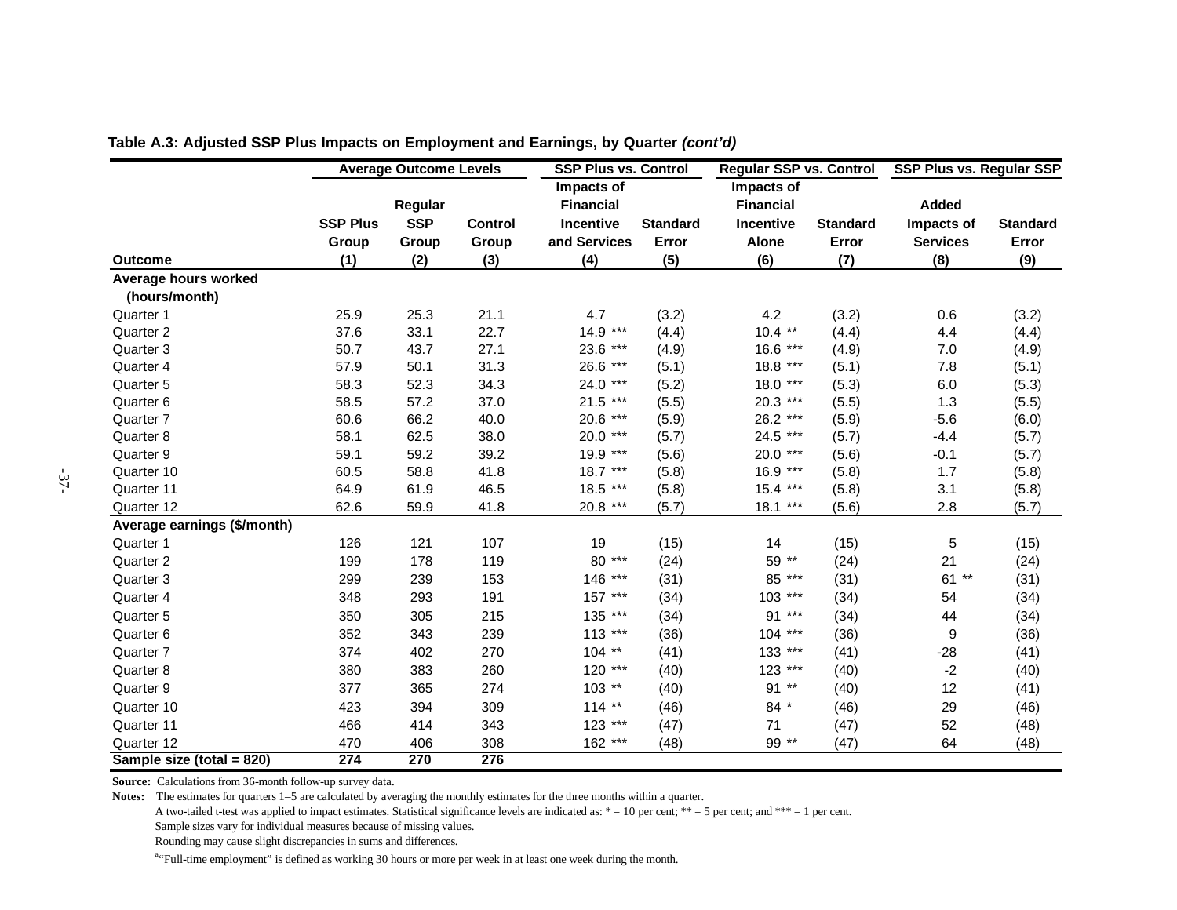**Table A.3: Adjusted SSP Plus Impacts on Employment and Earnings, by Quarter *(cont'd)***

| | Average Outcome Levels | | | SSP Plus vs. Control | | Regular SSP vs. Control | | SSP Plus vs. Regular SSP | |
|---|---|---|---|---|---|---|---|---|---|
| Outcome | SSP Plus Group (1) | Regular SSP Group (2) | Control Group (3) | Impacts of Financial Incentive and Services (4) | Standard Error (5) | Impacts of Financial Incentive Alone (6) | Standard Error (7) | Added Impacts of Services (8) | Standard Error (9) |
| **Average hours worked (hours/month)** | | | | | | | | | |
| Quarter 1 | 25.9 | 25.3 | 21.1 | 4.7 | (3.2) | 4.2 | (3.2) | 0.6 | (3.2) |
| Quarter 2 | 37.6 | 33.1 | 22.7 | 14.9 *** | (4.4) | 10.4 ** | (4.4) | 4.4 | (4.4) |
| Quarter 3 | 50.7 | 43.7 | 27.1 | 23.6 *** | (4.9) | 16.6 *** | (4.9) | 7.0 | (4.9) |
| Quarter 4 | 57.9 | 50.1 | 31.3 | 26.6 *** | (5.1) | 18.8 *** | (5.1) | 7.8 | (5.1) |
| Quarter 5 | 58.3 | 52.3 | 34.3 | 24.0 *** | (5.2) | 18.0 *** | (5.3) | 6.0 | (5.3) |
| Quarter 6 | 58.5 | 57.2 | 37.0 | 21.5 *** | (5.5) | 20.3 *** | (5.5) | 1.3 | (5.5) |
| Quarter 7 | 60.6 | 66.2 | 40.0 | 20.6 *** | (5.9) | 26.2 *** | (5.9) | -5.6 | (6.0) |
| Quarter 8 | 58.1 | 62.5 | 38.0 | 20.0 *** | (5.7) | 24.5 *** | (5.7) | -4.4 | (5.7) |
| Quarter 9 | 59.1 | 59.2 | 39.2 | 19.9 *** | (5.6) | 20.0 *** | (5.6) | -0.1 | (5.7) |
| Quarter 10 | 60.5 | 58.8 | 41.8 | 18.7 *** | (5.8) | 16.9 *** | (5.8) | 1.7 | (5.8) |
| Quarter 11 | 64.9 | 61.9 | 46.5 | 18.5 *** | (5.8) | 15.4 *** | (5.8) | 3.1 | (5.8) |
| Quarter 12 | 62.6 | 59.9 | 41.8 | 20.8 *** | (5.7) | 18.1 *** | (5.6) | 2.8 | (5.7) |
| **Average earnings ($/month)** | | | | | | | | | |
| Quarter 1 | 126 | 121 | 107 | 19 | (15) | 14 | (15) | 5 | (15) |
| Quarter 2 | 199 | 178 | 119 | 80 *** | (24) | 59 ** | (24) | 21 | (24) |
| Quarter 3 | 299 | 239 | 153 | 146 *** | (31) | 85 *** | (31) | 61 ** | (31) |
| Quarter 4 | 348 | 293 | 191 | 157 *** | (34) | 103 *** | (34) | 54 | (34) |
| Quarter 5 | 350 | 305 | 215 | 135 *** | (34) | 91 *** | (34) | 44 | (34) |
| Quarter 6 | 352 | 343 | 239 | 113 *** | (36) | 104 *** | (36) | 9 | (36) |
| Quarter 7 | 374 | 402 | 270 | 104 ** | (41) | 133 *** | (41) | -28 | (41) |
| Quarter 8 | 380 | 383 | 260 | 120 *** | (40) | 123 *** | (40) | -2 | (40) |
| Quarter 9 | 377 | 365 | 274 | 103 ** | (40) | 91 ** | (40) | 12 | (41) |
| Quarter 10 | 423 | 394 | 309 | 114 ** | (46) | 84 * | (46) | 29 | (46) |
| Quarter 11 | 466 | 414 | 343 | 123 *** | (47) | 71 | (47) | 52 | (48) |
| Quarter 12 | 470 | 406 | 308 | 162 *** | (48) | 99 ** | (47) | 64 | (48) |
| **Sample size (total = 820)** | **274** | **270** | **276** | | | | | | |

**Source:** Calculations from 36-month follow-up survey data.

**Notes:** The estimates for quarters 1–5 are calculated by averaging the monthly estimates for the three months within a quarter.

A two-tailed t-test was applied to impact estimates. Statistical significance levels are indicated as: * = 10 per cent; ** = 5 per cent; and *** = 1 per cent.

Sample sizes vary for individual measures because of missing values.

Rounding may cause slight discrepancies in sums and differences.

[a]"Full-time employment" is defined as working 30 hours or more per week in at least one week during the month.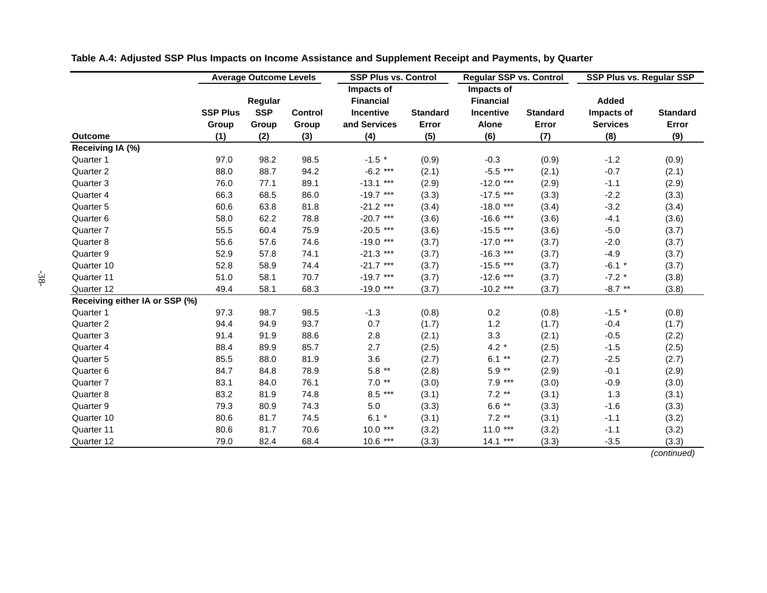**Table A.4: Adjusted SSP Plus Impacts on Income Assistance and Supplement Receipt and Payments, by Quarter**

| | Average Outcome Levels | | | SSP Plus vs. Control | | Regular SSP vs. Control | | SSP Plus vs. Regular SSP | |
|---|---|---|---|---|---|---|---|---|---|
| Outcome | SSP Plus Group (1) | Regular SSP Group (2) | Control Group (3) | Impacts of Financial Incentive and Services (4) | Standard Error (5) | Impacts of Financial Incentive Alone (6) | Standard Error (7) | Added Impacts of Services (8) | Standard Error (9) |
| **Receiving IA (%)** | | | | | | | | | |
| Quarter 1 | 97.0 | 98.2 | 98.5 | -1.5 * | (0.9) | -0.3 | (0.9) | -1.2 | (0.9) |
| Quarter 2 | 88.0 | 88.7 | 94.2 | -6.2 *** | (2.1) | -5.5 *** | (2.1) | -0.7 | (2.1) |
| Quarter 3 | 76.0 | 77.1 | 89.1 | -13.1 *** | (2.9) | -12.0 *** | (2.9) | -1.1 | (2.9) |
| Quarter 4 | 66.3 | 68.5 | 86.0 | -19.7 *** | (3.3) | -17.5 *** | (3.3) | -2.2 | (3.3) |
| Quarter 5 | 60.6 | 63.8 | 81.8 | -21.2 *** | (3.4) | -18.0 *** | (3.4) | -3.2 | (3.4) |
| Quarter 6 | 58.0 | 62.2 | 78.8 | -20.7 *** | (3.6) | -16.6 *** | (3.6) | -4.1 | (3.6) |
| Quarter 7 | 55.5 | 60.4 | 75.9 | -20.5 *** | (3.6) | -15.5 *** | (3.6) | -5.0 | (3.7) |
| Quarter 8 | 55.6 | 57.6 | 74.6 | -19.0 *** | (3.7) | -17.0 *** | (3.7) | -2.0 | (3.7) |
| Quarter 9 | 52.9 | 57.8 | 74.1 | -21.3 *** | (3.7) | -16.3 *** | (3.7) | -4.9 | (3.7) |
| Quarter 10 | 52.8 | 58.9 | 74.4 | -21.7 *** | (3.7) | -15.5 *** | (3.7) | -6.1 * | (3.7) |
| Quarter 11 | 51.0 | 58.1 | 70.7 | -19.7 *** | (3.7) | -12.6 *** | (3.7) | -7.2 * | (3.8) |
| Quarter 12 | 49.4 | 58.1 | 68.3 | -19.0 *** | (3.7) | -10.2 *** | (3.7) | -8.7 ** | (3.8) |
| **Receiving either IA or SSP (%)** | | | | | | | | | |
| Quarter 1 | 97.3 | 98.7 | 98.5 | -1.3 | (0.8) | 0.2 | (0.8) | -1.5 * | (0.8) |
| Quarter 2 | 94.4 | 94.9 | 93.7 | 0.7 | (1.7) | 1.2 | (1.7) | -0.4 | (1.7) |
| Quarter 3 | 91.4 | 91.9 | 88.6 | 2.8 | (2.1) | 3.3 | (2.1) | -0.5 | (2.2) |
| Quarter 4 | 88.4 | 89.9 | 85.7 | 2.7 | (2.5) | 4.2 * | (2.5) | -1.5 | (2.5) |
| Quarter 5 | 85.5 | 88.0 | 81.9 | 3.6 | (2.7) | 6.1 ** | (2.7) | -2.5 | (2.7) |
| Quarter 6 | 84.7 | 84.8 | 78.9 | 5.8 ** | (2.8) | 5.9 ** | (2.9) | -0.1 | (2.9) |
| Quarter 7 | 83.1 | 84.0 | 76.1 | 7.0 ** | (3.0) | 7.9 *** | (3.0) | -0.9 | (3.0) |
| Quarter 8 | 83.2 | 81.9 | 74.8 | 8.5 *** | (3.1) | 7.2 ** | (3.1) | 1.3 | (3.1) |
| Quarter 9 | 79.3 | 80.9 | 74.3 | 5.0 | (3.3) | 6.6 ** | (3.3) | -1.6 | (3.3) |
| Quarter 10 | 80.6 | 81.7 | 74.5 | 6.1 * | (3.1) | 7.2 ** | (3.1) | -1.1 | (3.2) |
| Quarter 11 | 80.6 | 81.7 | 70.6 | 10.0 *** | (3.2) | 11.0 *** | (3.2) | -1.1 | (3.2) |
| Quarter 12 | 79.0 | 82.4 | 68.4 | 10.6 *** | (3.3) | 14.1 *** | (3.3) | -3.5 | (3.3) |

*(continued)*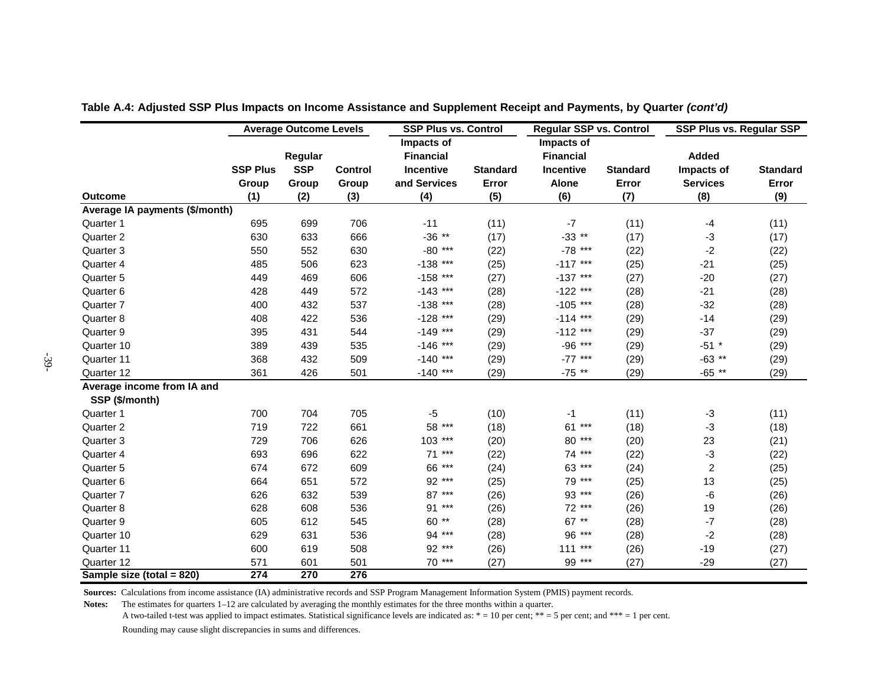**Table A.4: Adjusted SSP Plus Impacts on Income Assistance and Supplement Receipt and Payments, by Quarter *(cont'd)***

| | Average Outcome Levels | | | SSP Plus vs. Control | | Regular SSP vs. Control | | SSP Plus vs. Regular SSP | |
|---|---|---|---|---|---|---|---|---|---|
| Outcome | SSP Plus Group (1) | Regular SSP Group (2) | Control Group (3) | Impacts of Financial Incentive and Services (4) | Standard Error (5) | Impacts of Financial Incentive Alone (6) | Standard Error (7) | Added Impacts of Services (8) | Standard Error (9) |
| **Average IA payments ($/month)** | | | | | | | | | |
| Quarter 1 | 695 | 699 | 706 | -11 | (11) | -7 | (11) | -4 | (11) |
| Quarter 2 | 630 | 633 | 666 | -36 ** | (17) | -33 ** | (17) | -3 | (17) |
| Quarter 3 | 550 | 552 | 630 | -80 *** | (22) | -78 *** | (22) | -2 | (22) |
| Quarter 4 | 485 | 506 | 623 | -138 *** | (25) | -117 *** | (25) | -21 | (25) |
| Quarter 5 | 449 | 469 | 606 | -158 *** | (27) | -137 *** | (27) | -20 | (27) |
| Quarter 6 | 428 | 449 | 572 | -143 *** | (28) | -122 *** | (28) | -21 | (28) |
| Quarter 7 | 400 | 432 | 537 | -138 *** | (28) | -105 *** | (28) | -32 | (28) |
| Quarter 8 | 408 | 422 | 536 | -128 *** | (29) | -114 *** | (29) | -14 | (29) |
| Quarter 9 | 395 | 431 | 544 | -149 *** | (29) | -112 *** | (29) | -37 | (29) |
| Quarter 10 | 389 | 439 | 535 | -146 *** | (29) | -96 *** | (29) | -51 * | (29) |
| Quarter 11 | 368 | 432 | 509 | -140 *** | (29) | -77 *** | (29) | -63 ** | (29) |
| Quarter 12 | 361 | 426 | 501 | -140 *** | (29) | -75 ** | (29) | -65 ** | (29) |
| **Average income from IA and SSP ($/month)** | | | | | | | | | |
| Quarter 1 | 700 | 704 | 705 | -5 | (10) | -1 | (11) | -3 | (11) |
| Quarter 2 | 719 | 722 | 661 | 58 *** | (18) | 61 *** | (18) | -3 | (18) |
| Quarter 3 | 729 | 706 | 626 | 103 *** | (20) | 80 *** | (20) | 23 | (21) |
| Quarter 4 | 693 | 696 | 622 | 71 *** | (22) | 74 *** | (22) | -3 | (22) |
| Quarter 5 | 674 | 672 | 609 | 66 *** | (24) | 63 *** | (24) | 2 | (25) |
| Quarter 6 | 664 | 651 | 572 | 92 *** | (25) | 79 *** | (25) | 13 | (25) |
| Quarter 7 | 626 | 632 | 539 | 87 *** | (26) | 93 *** | (26) | -6 | (26) |
| Quarter 8 | 628 | 608 | 536 | 91 *** | (26) | 72 *** | (26) | 19 | (26) |
| Quarter 9 | 605 | 612 | 545 | 60 ** | (28) | 67 ** | (28) | -7 | (28) |
| Quarter 10 | 629 | 631 | 536 | 94 *** | (28) | 96 *** | (28) | -2 | (28) |
| Quarter 11 | 600 | 619 | 508 | 92 *** | (26) | 111 *** | (26) | -19 | (27) |
| Quarter 12 | 571 | 601 | 501 | 70 *** | (27) | 99 *** | (27) | -29 | (27) |
| **Sample size (total = 820)** | **274** | **270** | **276** | | | | | | |

**Sources:** Calculations from income assistance (IA) administrative records and SSP Program Management Information System (PMIS) payment records.

**Notes:** The estimates for quarters 1–12 are calculated by averaging the monthly estimates for the three months within a quarter.

A two-tailed t-test was applied to impact estimates. Statistical significance levels are indicated as: * = 10 per cent; ** = 5 per cent; and *** = 1 per cent.

Rounding may cause slight discrepancies in sums and differences.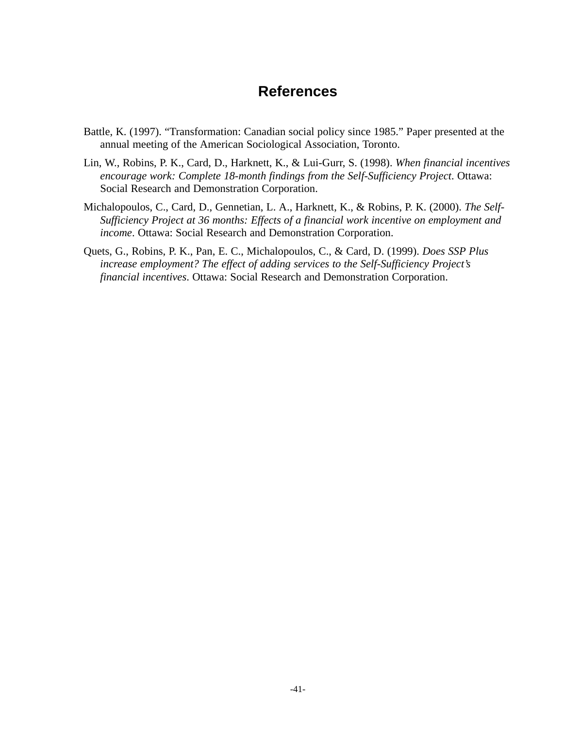# References

Battle, K. (1997). "Transformation: Canadian social policy since 1985." Paper presented at the annual meeting of the American Sociological Association, Toronto.

Lin, W., Robins, P. K., Card, D., Harknett, K., & Lui-Gurr, S. (1998). *When financial incentives encourage work: Complete 18-month findings from the Self-Sufficiency Project*. Ottawa: Social Research and Demonstration Corporation.

Michalopoulos, C., Card, D., Gennetian, L. A., Harknett, K., & Robins, P. K. (2000). *The Self-Sufficiency Project at 36 months: Effects of a financial work incentive on employment and income*. Ottawa: Social Research and Demonstration Corporation.

Quets, G., Robins, P. K., Pan, E. C., Michalopoulos, C., & Card, D. (1999). *Does SSP Plus increase employment? The effect of adding services to the Self-Sufficiency Project's financial incentives*. Ottawa: Social Research and Demonstration Corporation.